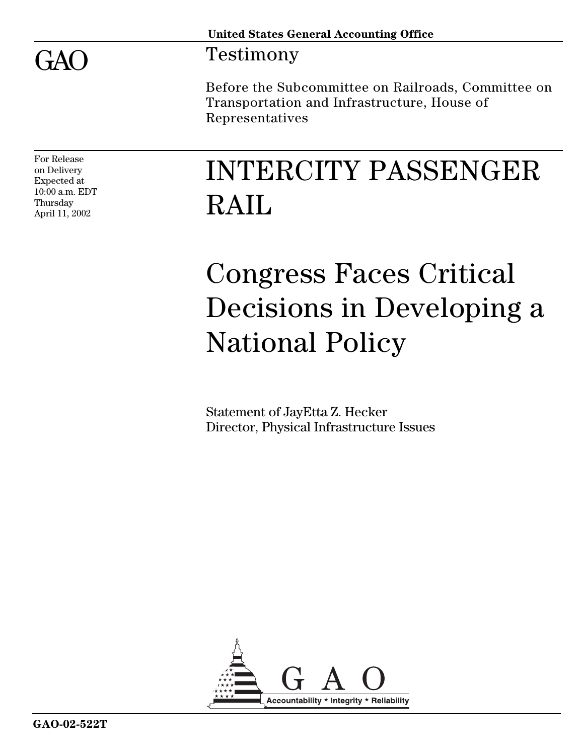United States General Accounting Office

# GAO

## Testimony

Before the Subcommittee on Railroads, Committee on Transportation and Infrastructure, House of Representatives

For Release on Delivery
Expected at 10:00 a.m. EDT
Thursday
April 11, 2002

# INTERCITY PASSENGER RAIL

# Congress Faces Critical Decisions in Developing a National Policy

Statement of JayEtta Z. Hecker
Director, Physical Infrastructure Issues

GAO
Accountability * Integrity * Reliability

GAO-02-522T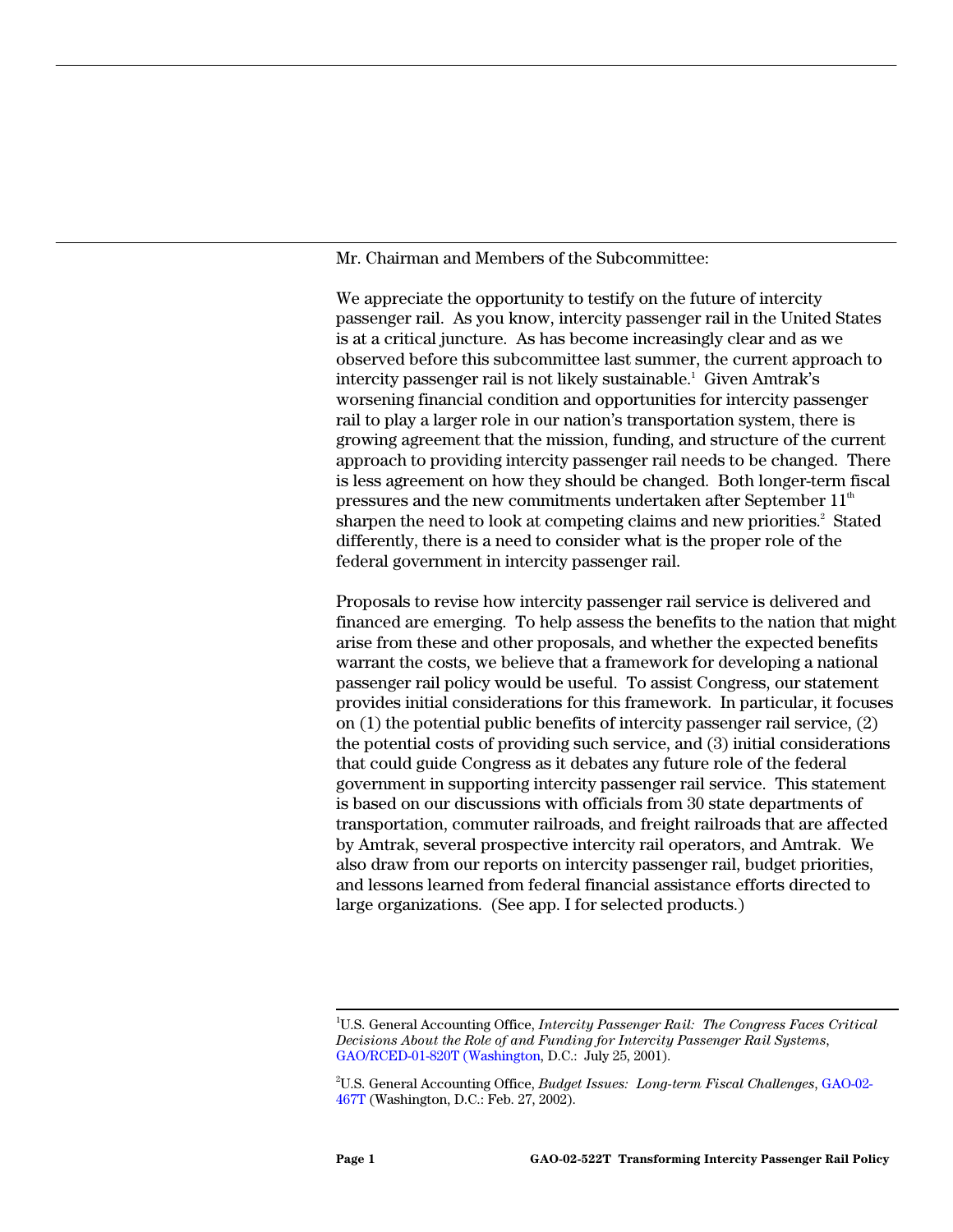Mr. Chairman and Members of the Subcommittee:

We appreciate the opportunity to testify on the future of intercity passenger rail. As you know, intercity passenger rail in the United States is at a critical juncture. As has become increasingly clear and as we observed before this subcommittee last summer, the current approach to intercity passenger rail is not likely sustainable.[1] Given Amtrak's worsening financial condition and opportunities for intercity passenger rail to play a larger role in our nation's transportation system, there is growing agreement that the mission, funding, and structure of the current approach to providing intercity passenger rail needs to be changed. There is less agreement on how they should be changed. Both longer-term fiscal pressures and the new commitments undertaken after September 11th sharpen the need to look at competing claims and new priorities.[2] Stated differently, there is a need to consider what is the proper role of the federal government in intercity passenger rail.

Proposals to revise how intercity passenger rail service is delivered and financed are emerging. To help assess the benefits to the nation that might arise from these and other proposals, and whether the expected benefits warrant the costs, we believe that a framework for developing a national passenger rail policy would be useful. To assist Congress, our statement provides initial considerations for this framework. In particular, it focuses on (1) the potential public benefits of intercity passenger rail service, (2) the potential costs of providing such service, and (3) initial considerations that could guide Congress as it debates any future role of the federal government in supporting intercity passenger rail service. This statement is based on our discussions with officials from 30 state departments of transportation, commuter railroads, and freight railroads that are affected by Amtrak, several prospective intercity rail operators, and Amtrak. We also draw from our reports on intercity passenger rail, budget priorities, and lessons learned from federal financial assistance efforts directed to large organizations. (See app. I for selected products.)

---

[1] U.S. General Accounting Office, *Intercity Passenger Rail: The Congress Faces Critical Decisions About the Role of and Funding for Intercity Passenger Rail Systems*, GAO/RCED-01-820T (Washington, D.C.: July 25, 2001).

[2] U.S. General Accounting Office, *Budget Issues: Long-term Fiscal Challenges*, GAO-02-467T (Washington, D.C.: Feb. 27, 2002).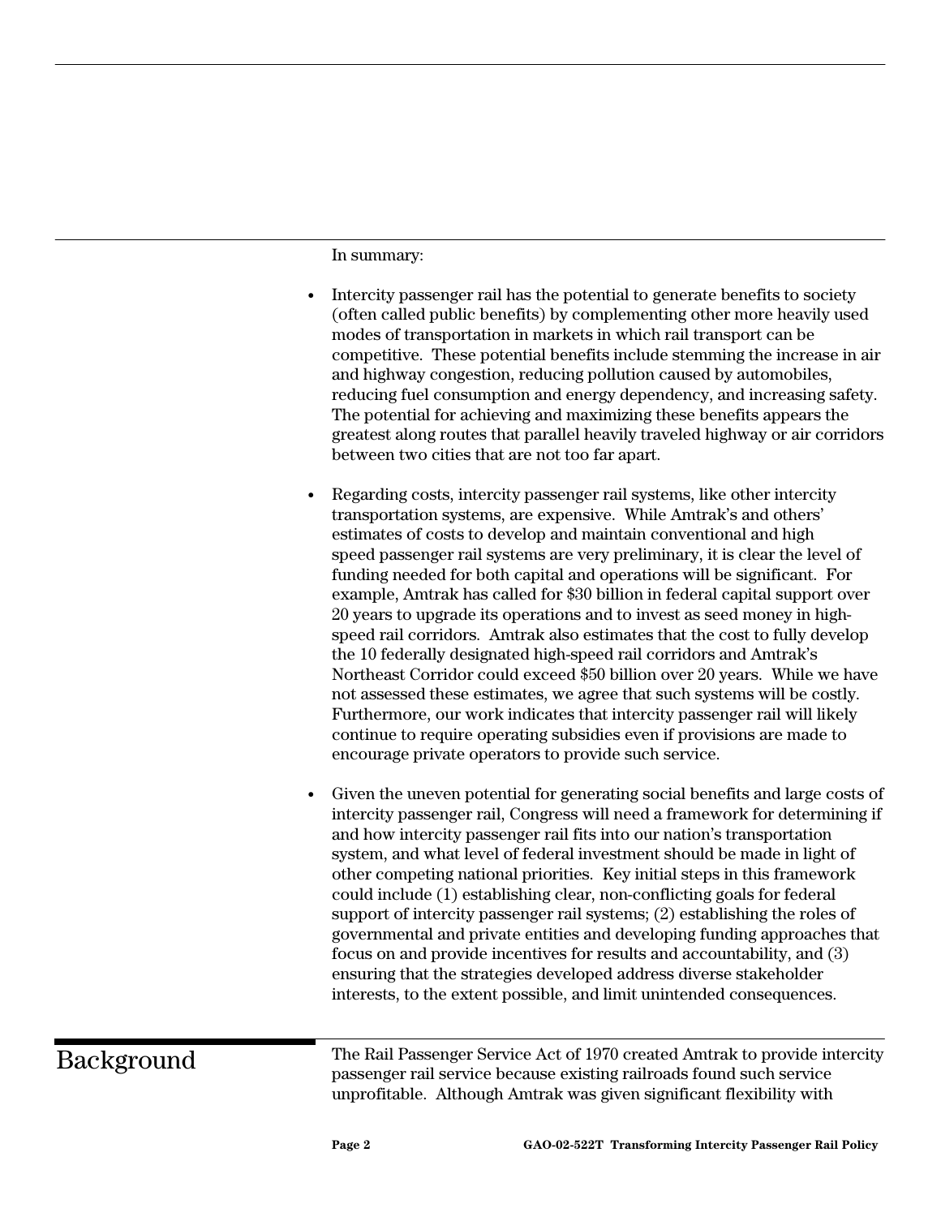In summary:

- Intercity passenger rail has the potential to generate benefits to society (often called public benefits) by complementing other more heavily used modes of transportation in markets in which rail transport can be competitive. These potential benefits include stemming the increase in air and highway congestion, reducing pollution caused by automobiles, reducing fuel consumption and energy dependency, and increasing safety. The potential for achieving and maximizing these benefits appears the greatest along routes that parallel heavily traveled highway or air corridors between two cities that are not too far apart.

- Regarding costs, intercity passenger rail systems, like other intercity transportation systems, are expensive. While Amtrak's and others' estimates of costs to develop and maintain conventional and high speed passenger rail systems are very preliminary, it is clear the level of funding needed for both capital and operations will be significant. For example, Amtrak has called for $30 billion in federal capital support over 20 years to upgrade its operations and to invest as seed money in high-speed rail corridors. Amtrak also estimates that the cost to fully develop the 10 federally designated high-speed rail corridors and Amtrak's Northeast Corridor could exceed $50 billion over 20 years. While we have not assessed these estimates, we agree that such systems will be costly. Furthermore, our work indicates that intercity passenger rail will likely continue to require operating subsidies even if provisions are made to encourage private operators to provide such service.

- Given the uneven potential for generating social benefits and large costs of intercity passenger rail, Congress will need a framework for determining if and how intercity passenger rail fits into our nation's transportation system, and what level of federal investment should be made in light of other competing national priorities. Key initial steps in this framework could include (1) establishing clear, non-conflicting goals for federal support of intercity passenger rail systems; (2) establishing the roles of governmental and private entities and developing funding approaches that focus on and provide incentives for results and accountability, and (3) ensuring that the strategies developed address diverse stakeholder interests, to the extent possible, and limit unintended consequences.

## Background

The Rail Passenger Service Act of 1970 created Amtrak to provide intercity passenger rail service because existing railroads found such service unprofitable. Although Amtrak was given significant flexibility with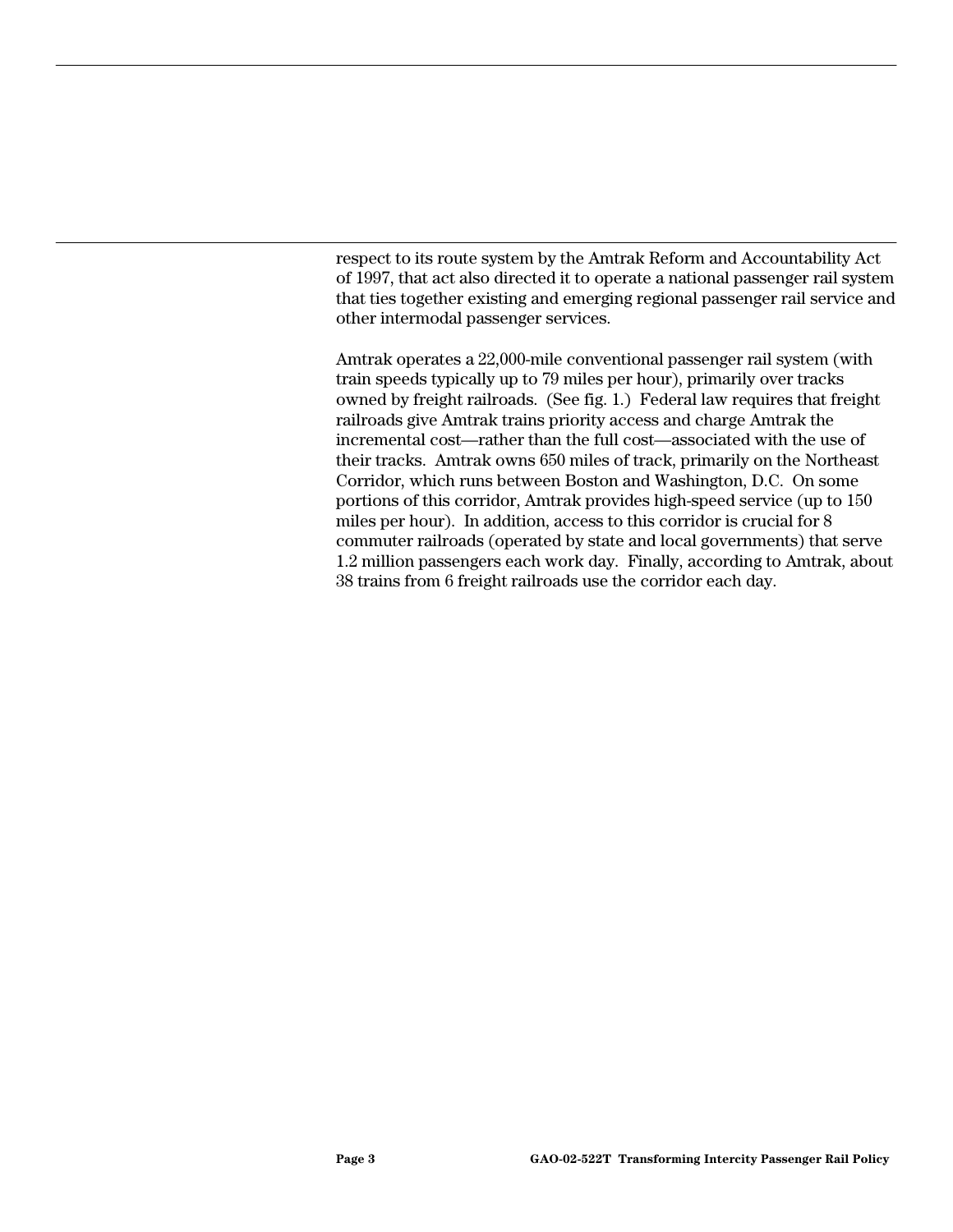respect to its route system by the Amtrak Reform and Accountability Act of 1997, that act also directed it to operate a national passenger rail system that ties together existing and emerging regional passenger rail service and other intermodal passenger services.

Amtrak operates a 22,000-mile conventional passenger rail system (with train speeds typically up to 79 miles per hour), primarily over tracks owned by freight railroads. (See fig. 1.) Federal law requires that freight railroads give Amtrak trains priority access and charge Amtrak the incremental cost—rather than the full cost—associated with the use of their tracks. Amtrak owns 650 miles of track, primarily on the Northeast Corridor, which runs between Boston and Washington, D.C. On some portions of this corridor, Amtrak provides high-speed service (up to 150 miles per hour). In addition, access to this corridor is crucial for 8 commuter railroads (operated by state and local governments) that serve 1.2 million passengers each work day. Finally, according to Amtrak, about 38 trains from 6 freight railroads use the corridor each day.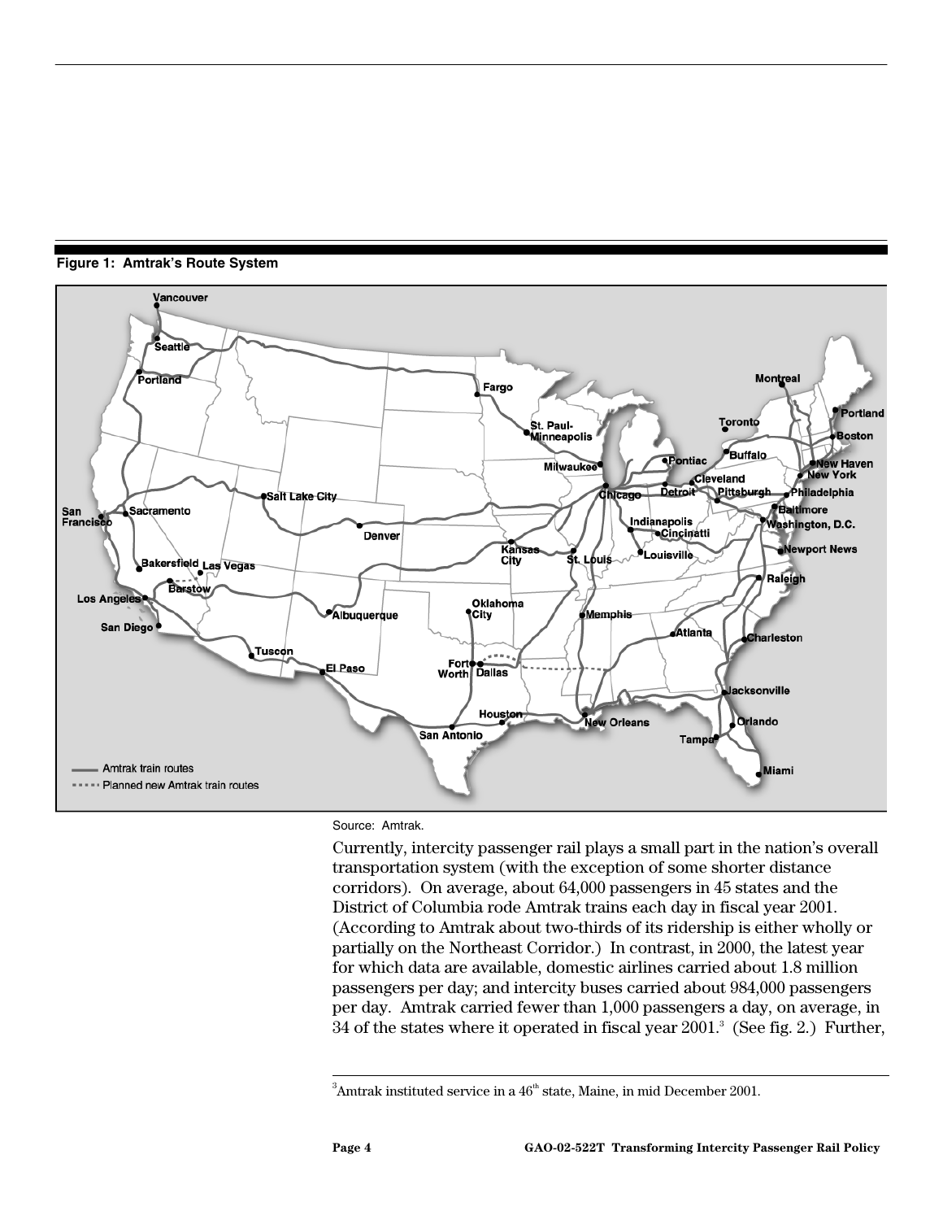**Figure 1: Amtrak's Route System**

Source: Amtrak.

Currently, intercity passenger rail plays a small part in the nation's overall transportation system (with the exception of some shorter distance corridors). On average, about 64,000 passengers in 45 states and the District of Columbia rode Amtrak trains each day in fiscal year 2001. (According to Amtrak about two-thirds of its ridership is either wholly or partially on the Northeast Corridor.) In contrast, in 2000, the latest year for which data are available, domestic airlines carried about 1.8 million passengers per day; and intercity buses carried about 984,000 passengers per day. Amtrak carried fewer than 1,000 passengers a day, on average, in 34 of the states where it operated in fiscal year 2001.[3] (See fig. 2.) Further,

---

[3] Amtrak instituted service in a 46th state, Maine, in mid December 2001.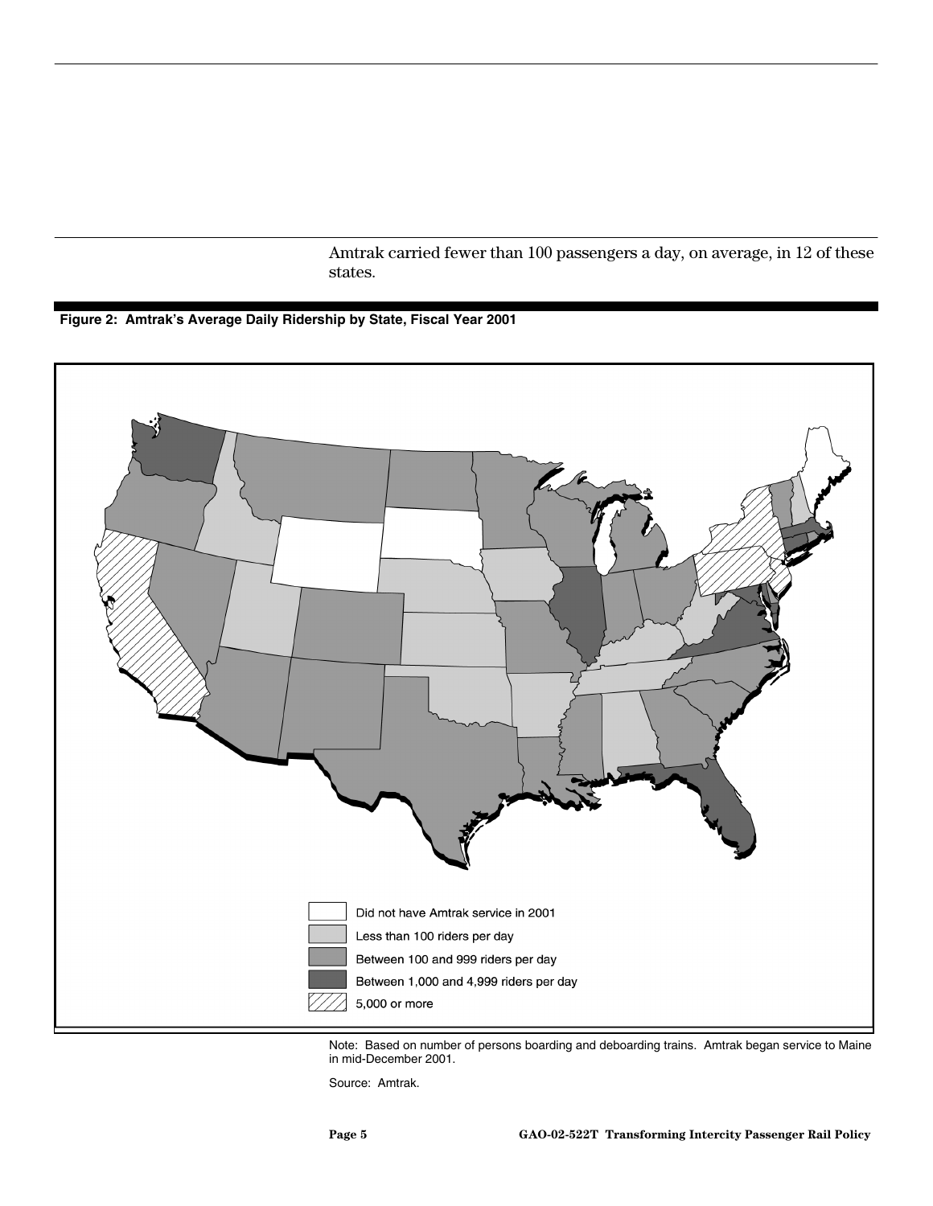Amtrak carried fewer than 100 passengers a day, on average, in 12 of these states.

**Figure 2: Amtrak's Average Daily Ridership by State, Fiscal Year 2001**

- Did not have Amtrak service in 2001
- Less than 100 riders per day
- Between 100 and 999 riders per day
- Between 1,000 and 4,999 riders per day
- 5,000 or more

Note: Based on number of persons boarding and deboarding trains. Amtrak began service to Maine in mid-December 2001.

Source: Amtrak.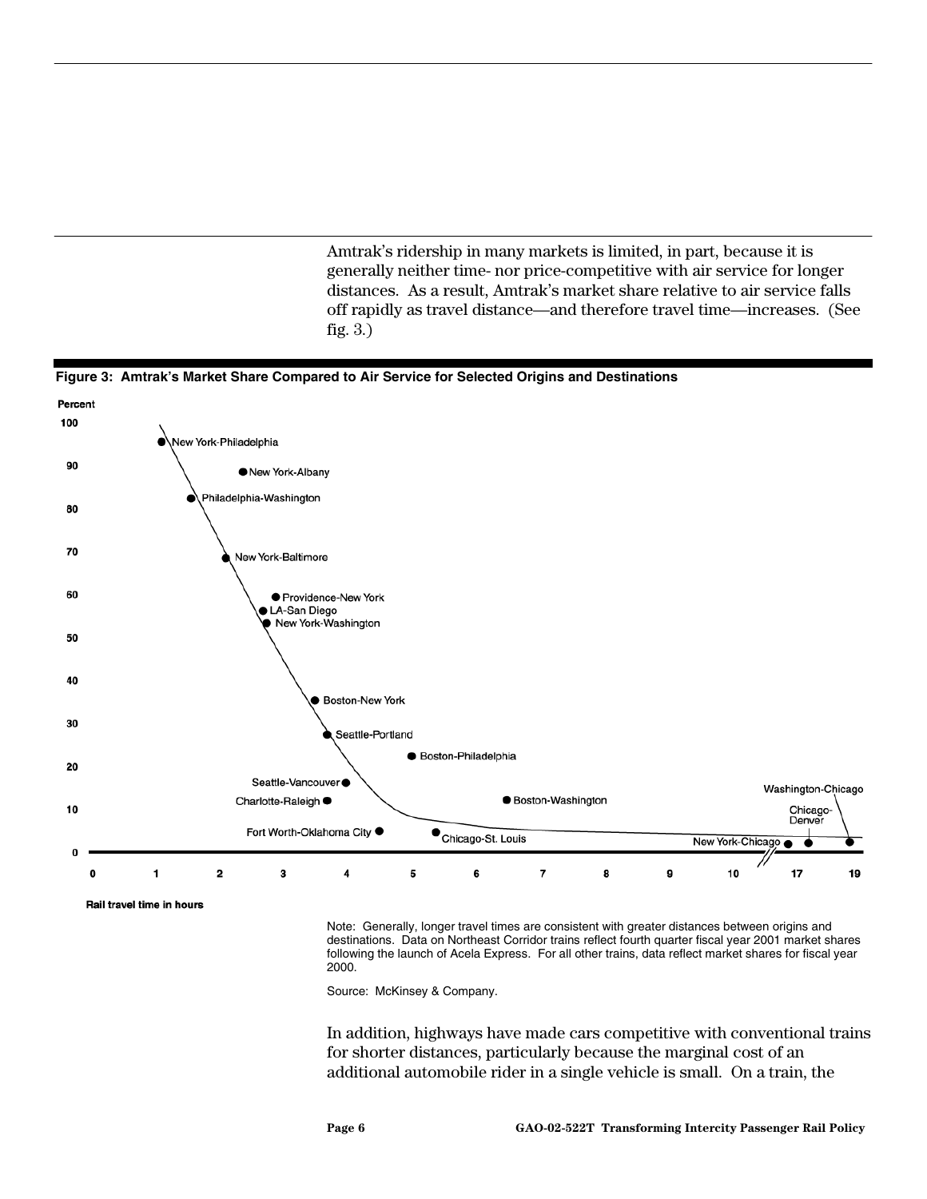Amtrak's ridership in many markets is limited, in part, because it is generally neither time- nor price-competitive with air service for longer distances. As a result, Amtrak's market share relative to air service falls off rapidly as travel distance—and therefore travel time—increases. (See fig. 3.)

**Figure 3: Amtrak's Market Share Compared to Air Service for Selected Origins and Destinations**

Note: Generally, longer travel times are consistent with greater distances between origins and destinations. Data on Northeast Corridor trains reflect fourth quarter fiscal year 2001 market shares following the launch of Acela Express. For all other trains, data reflect market shares for fiscal year 2000.

Source: McKinsey & Company.

In addition, highways have made cars competitive with conventional trains for shorter distances, particularly because the marginal cost of an additional automobile rider in a single vehicle is small. On a train, the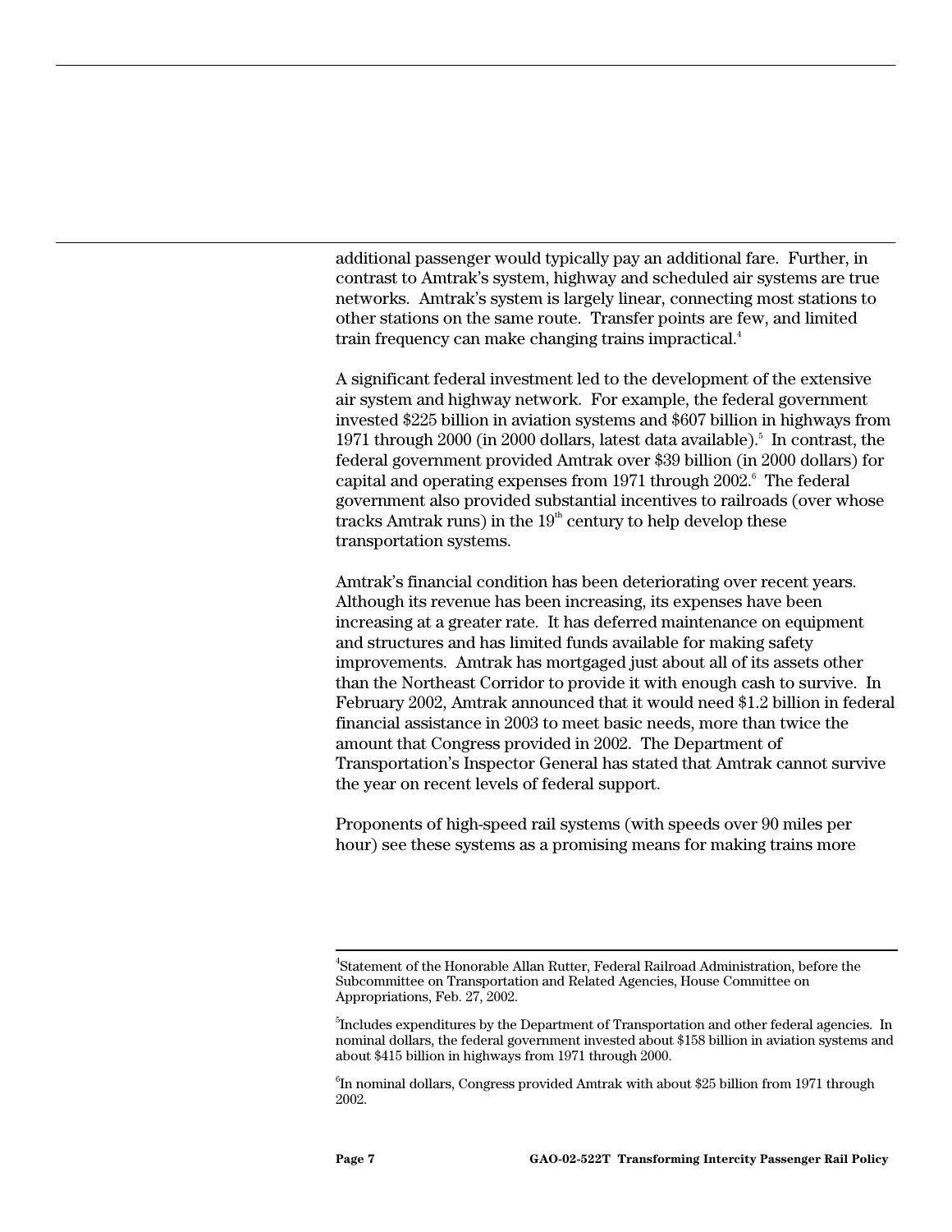additional passenger would typically pay an additional fare. Further, in contrast to Amtrak's system, highway and scheduled air systems are true networks. Amtrak's system is largely linear, connecting most stations to other stations on the same route. Transfer points are few, and limited train frequency can make changing trains impractical.[4]

A significant federal investment led to the development of the extensive air system and highway network. For example, the federal government invested $225 billion in aviation systems and $607 billion in highways from 1971 through 2000 (in 2000 dollars, latest data available).[5] In contrast, the federal government provided Amtrak over $39 billion (in 2000 dollars) for capital and operating expenses from 1971 through 2002.[6] The federal government also provided substantial incentives to railroads (over whose tracks Amtrak runs) in the 19th century to help develop these transportation systems.

Amtrak's financial condition has been deteriorating over recent years. Although its revenue has been increasing, its expenses have been increasing at a greater rate. It has deferred maintenance on equipment and structures and has limited funds available for making safety improvements. Amtrak has mortgaged just about all of its assets other than the Northeast Corridor to provide it with enough cash to survive. In February 2002, Amtrak announced that it would need $1.2 billion in federal financial assistance in 2003 to meet basic needs, more than twice the amount that Congress provided in 2002. The Department of Transportation's Inspector General has stated that Amtrak cannot survive the year on recent levels of federal support.

Proponents of high-speed rail systems (with speeds over 90 miles per hour) see these systems as a promising means for making trains more

---

[4] Statement of the Honorable Allan Rutter, Federal Railroad Administration, before the Subcommittee on Transportation and Related Agencies, House Committee on Appropriations, Feb. 27, 2002.

[5] Includes expenditures by the Department of Transportation and other federal agencies. In nominal dollars, the federal government invested about $158 billion in aviation systems and about $415 billion in highways from 1971 through 2000.

[6] In nominal dollars, Congress provided Amtrak with about $25 billion from 1971 through 2002.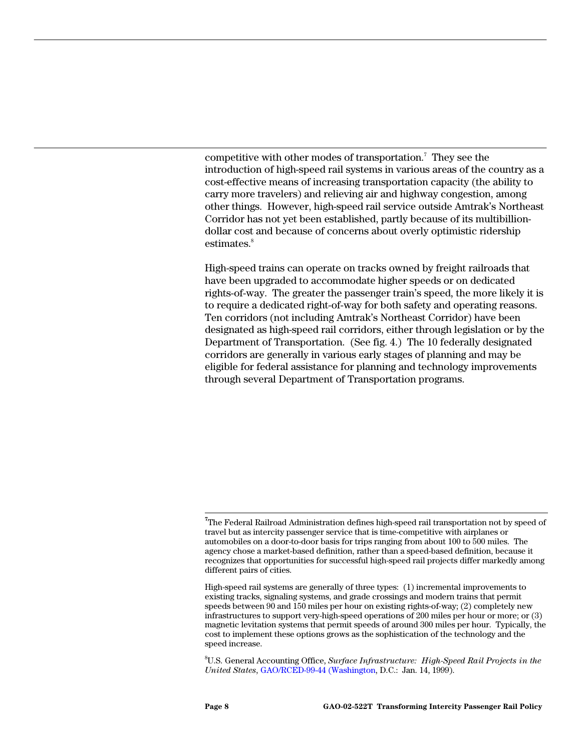competitive with other modes of transportation.[7] They see the introduction of high-speed rail systems in various areas of the country as a cost-effective means of increasing transportation capacity (the ability to carry more travelers) and relieving air and highway congestion, among other things. However, high-speed rail service outside Amtrak's Northeast Corridor has not yet been established, partly because of its multibillion-dollar cost and because of concerns about overly optimistic ridership estimates.[8]

High-speed trains can operate on tracks owned by freight railroads that have been upgraded to accommodate higher speeds or on dedicated rights-of-way. The greater the passenger train's speed, the more likely it is to require a dedicated right-of-way for both safety and operating reasons. Ten corridors (not including Amtrak's Northeast Corridor) have been designated as high-speed rail corridors, either through legislation or by the Department of Transportation. (See fig. 4.) The 10 federally designated corridors are generally in various early stages of planning and may be eligible for federal assistance for planning and technology improvements through several Department of Transportation programs.

---

[7]The Federal Railroad Administration defines high-speed rail transportation not by speed of travel but as intercity passenger service that is time-competitive with airplanes or automobiles on a door-to-door basis for trips ranging from about 100 to 500 miles. The agency chose a market-based definition, rather than a speed-based definition, because it recognizes that opportunities for successful high-speed rail projects differ markedly among different pairs of cities.

High-speed rail systems are generally of three types: (1) incremental improvements to existing tracks, signaling systems, and grade crossings and modern trains that permit speeds between 90 and 150 miles per hour on existing rights-of-way; (2) completely new infrastructures to support very-high-speed operations of 200 miles per hour or more; or (3) magnetic levitation systems that permit speeds of around 300 miles per hour. Typically, the cost to implement these options grows as the sophistication of the technology and the speed increase.

[8]U.S. General Accounting Office, *Surface Infrastructure: High-Speed Rail Projects in the United States*, GAO/RCED-99-44 (Washington, D.C.: Jan. 14, 1999).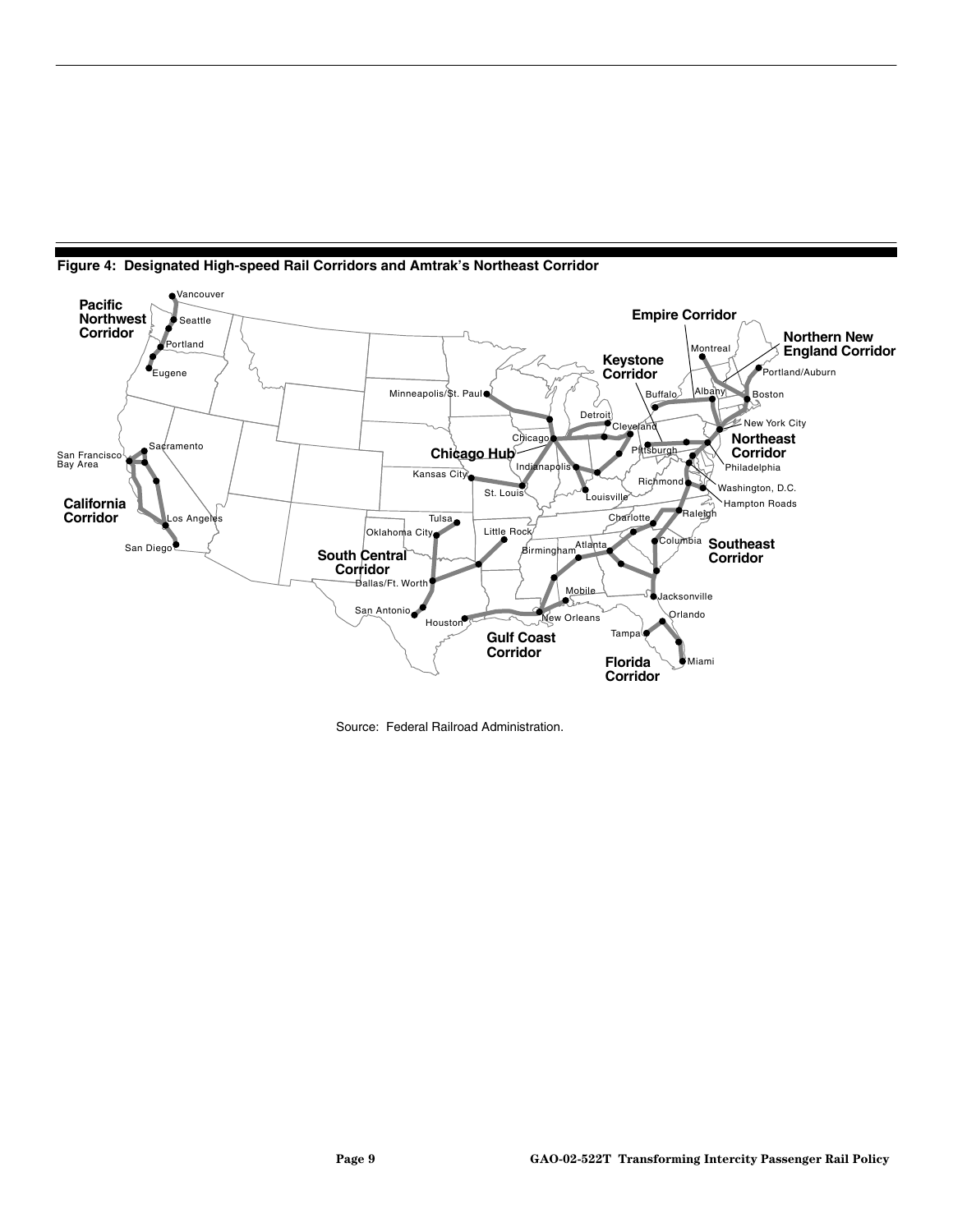**Figure 4: Designated High-speed Rail Corridors and Amtrak's Northeast Corridor**

Source: Federal Railroad Administration.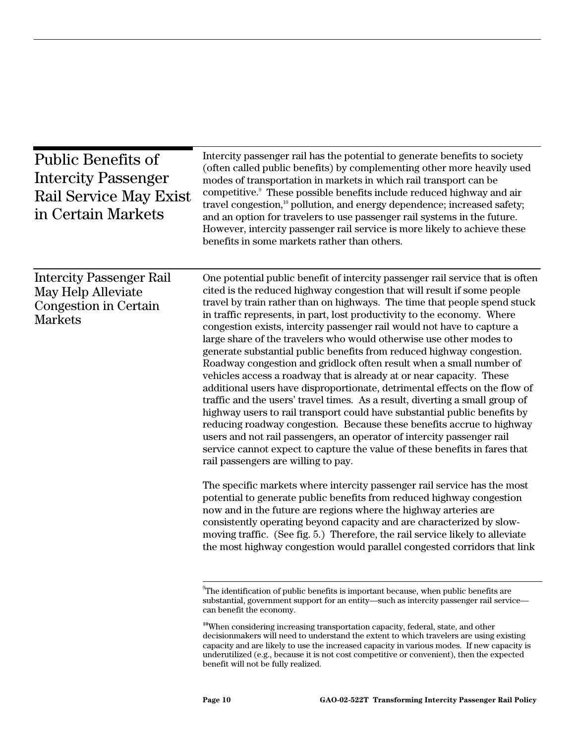## Public Benefits of Intercity Passenger Rail Service May Exist in Certain Markets

Intercity passenger rail has the potential to generate benefits to society (often called public benefits) by complementing other more heavily used modes of transportation in markets in which rail transport can be competitive.[9] These possible benefits include reduced highway and air travel congestion,[10] pollution, and energy dependence; increased safety; and an option for travelers to use passenger rail systems in the future. However, intercity passenger rail service is more likely to achieve these benefits in some markets rather than others.

### Intercity Passenger Rail May Help Alleviate Congestion in Certain Markets

One potential public benefit of intercity passenger rail service that is often cited is the reduced highway congestion that will result if some people travel by train rather than on highways. The time that people spend stuck in traffic represents, in part, lost productivity to the economy. Where congestion exists, intercity passenger rail would not have to capture a large share of the travelers who would otherwise use other modes to generate substantial public benefits from reduced highway congestion. Roadway congestion and gridlock often result when a small number of vehicles access a roadway that is already at or near capacity. These additional users have disproportionate, detrimental effects on the flow of traffic and the users' travel times. As a result, diverting a small group of highway users to rail transport could have substantial public benefits by reducing roadway congestion. Because these benefits accrue to highway users and not rail passengers, an operator of intercity passenger rail service cannot expect to capture the value of these benefits in fares that rail passengers are willing to pay.

The specific markets where intercity passenger rail service has the most potential to generate public benefits from reduced highway congestion now and in the future are regions where the highway arteries are consistently operating beyond capacity and are characterized by slow-moving traffic. (See fig. 5.) Therefore, the rail service likely to alleviate the most highway congestion would parallel congested corridors that link

---

[9] The identification of public benefits is important because, when public benefits are substantial, government support for an entity—such as intercity passenger rail service—can benefit the economy.

[10] When considering increasing transportation capacity, federal, state, and other decisionmakers will need to understand the extent to which travelers are using existing capacity and are likely to use the increased capacity in various modes. If new capacity is underutilized (e.g., because it is not cost competitive or convenient), then the expected benefit will not be fully realized.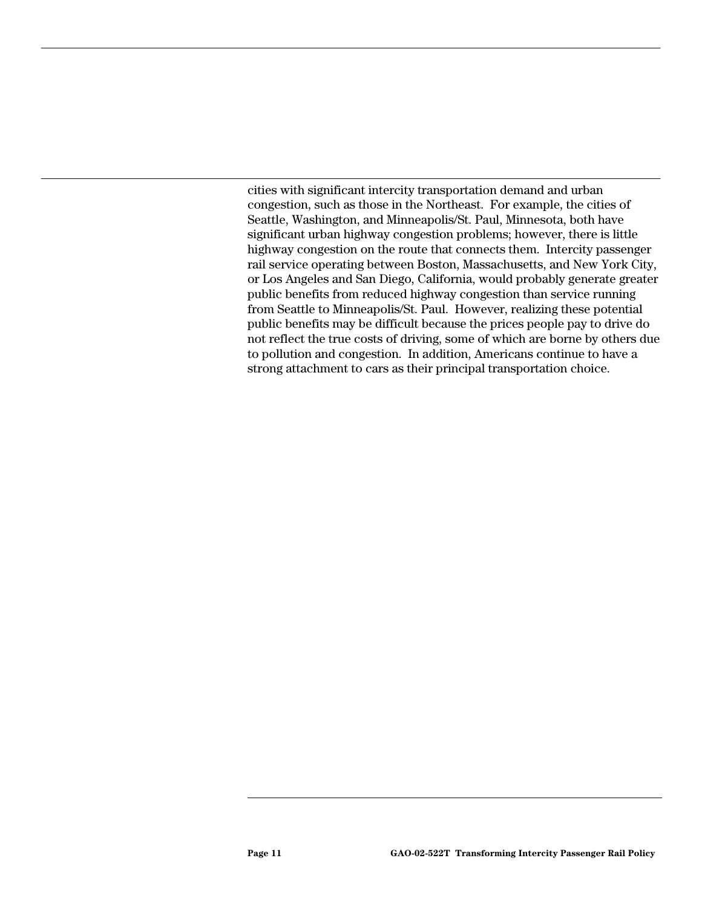cities with significant intercity transportation demand and urban congestion, such as those in the Northeast. For example, the cities of Seattle, Washington, and Minneapolis/St. Paul, Minnesota, both have significant urban highway congestion problems; however, there is little highway congestion on the route that connects them. Intercity passenger rail service operating between Boston, Massachusetts, and New York City, or Los Angeles and San Diego, California, would probably generate greater public benefits from reduced highway congestion than service running from Seattle to Minneapolis/St. Paul. However, realizing these potential public benefits may be difficult because the prices people pay to drive do not reflect the true costs of driving, some of which are borne by others due to pollution and congestion. In addition, Americans continue to have a strong attachment to cars as their principal transportation choice.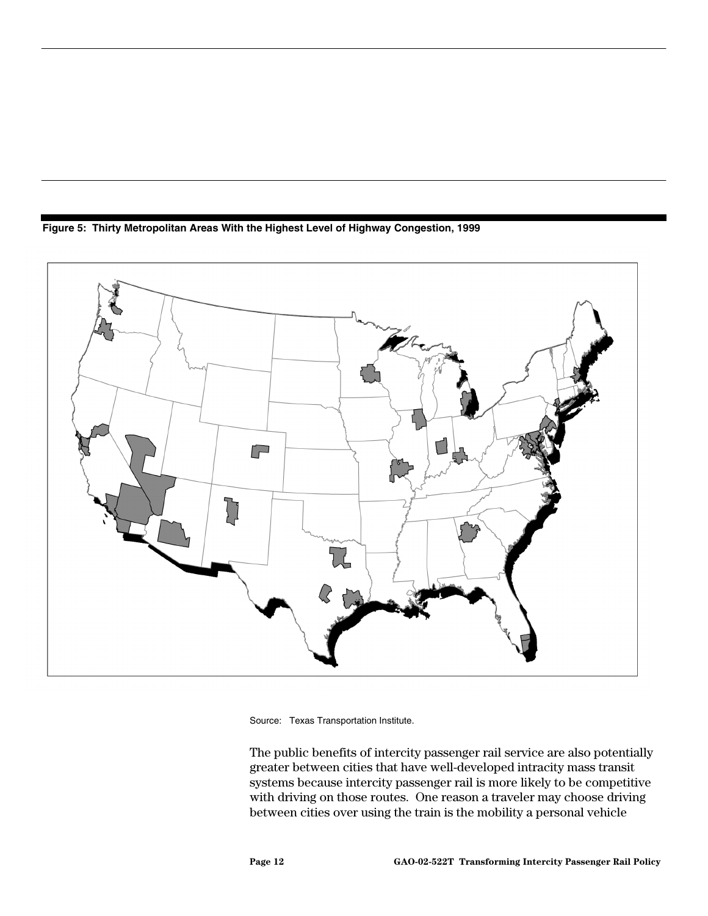**Figure 5: Thirty Metropolitan Areas With the Highest Level of Highway Congestion, 1999**

Source: Texas Transportation Institute.

The public benefits of intercity passenger rail service are also potentially greater between cities that have well-developed intracity mass transit systems because intercity passenger rail is more likely to be competitive with driving on those routes. One reason a traveler may choose driving between cities over using the train is the mobility a personal vehicle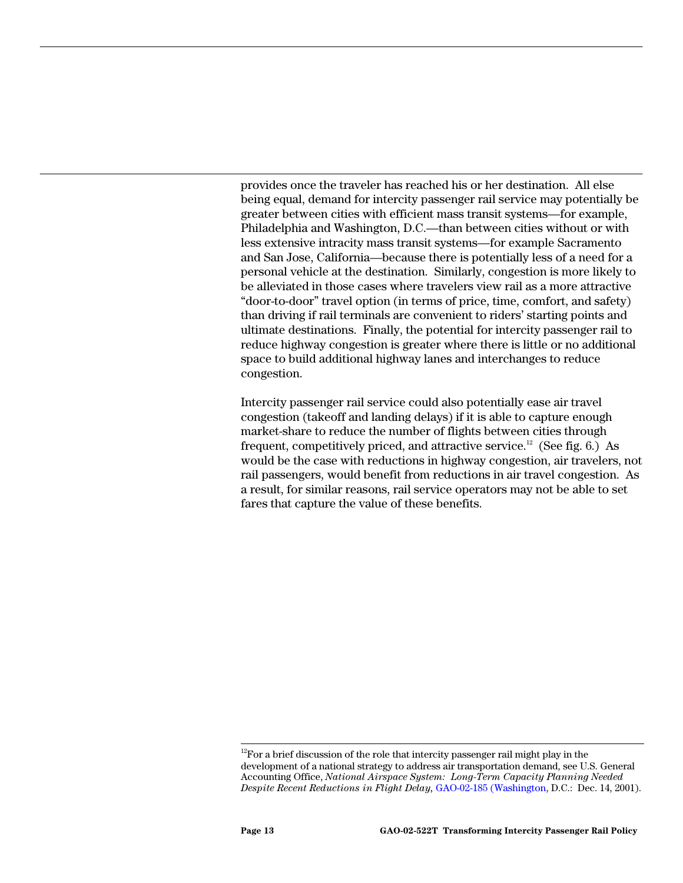provides once the traveler has reached his or her destination. All else being equal, demand for intercity passenger rail service may potentially be greater between cities with efficient mass transit systems—for example, Philadelphia and Washington, D.C.—than between cities without or with less extensive intracity mass transit systems—for example Sacramento and San Jose, California—because there is potentially less of a need for a personal vehicle at the destination. Similarly, congestion is more likely to be alleviated in those cases where travelers view rail as a more attractive "door-to-door" travel option (in terms of price, time, comfort, and safety) than driving if rail terminals are convenient to riders' starting points and ultimate destinations. Finally, the potential for intercity passenger rail to reduce highway congestion is greater where there is little or no additional space to build additional highway lanes and interchanges to reduce congestion.

Intercity passenger rail service could also potentially ease air travel congestion (takeoff and landing delays) if it is able to capture enough market-share to reduce the number of flights between cities through frequent, competitively priced, and attractive service.[12] (See fig. 6.) As would be the case with reductions in highway congestion, air travelers, not rail passengers, would benefit from reductions in air travel congestion. As a result, for similar reasons, rail service operators may not be able to set fares that capture the value of these benefits.

[12] For a brief discussion of the role that intercity passenger rail might play in the development of a national strategy to address air transportation demand, see U.S. General Accounting Office, *National Airspace System: Long-Term Capacity Planning Needed Despite Recent Reductions in Flight Delay*, GAO-02-185 (Washington, D.C.: Dec. 14, 2001).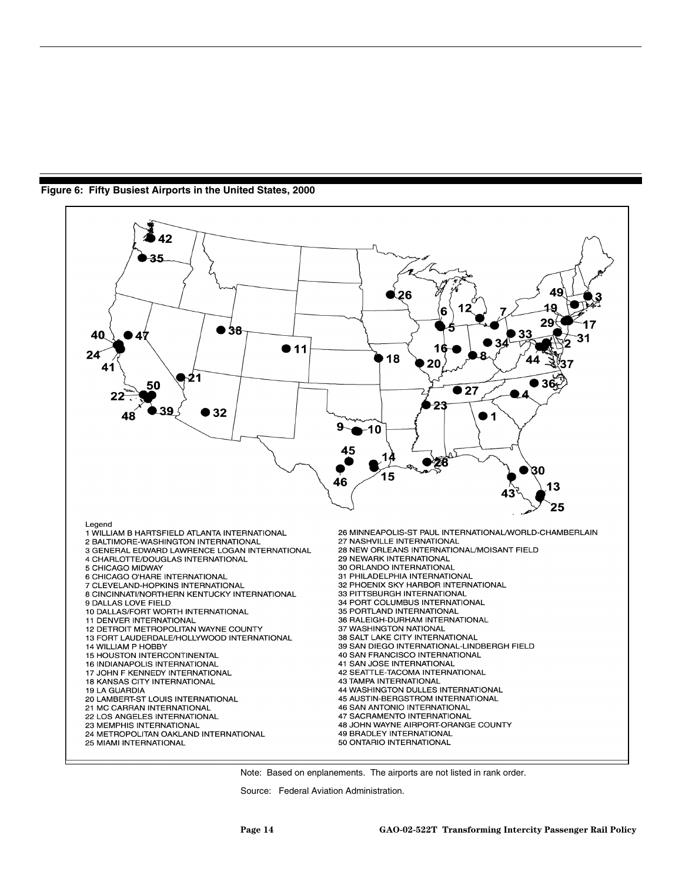**Figure 6: Fifty Busiest Airports in the United States, 2000**

Legend

1 WILLIAM B HARTSFIELD ATLANTA INTERNATIONAL
2 BALTIMORE-WASHINGTON INTERNATIONAL
3 GENERAL EDWARD LAWRENCE LOGAN INTERNATIONAL
4 CHARLOTTE/DOUGLAS INTERNATIONAL
5 CHICAGO MIDWAY
6 CHICAGO O'HARE INTERNATIONAL
7 CLEVELAND-HOPKINS INTERNATIONAL
8 CINCINNATI/NORTHERN KENTUCKY INTERNATIONAL
9 DALLAS LOVE FIELD
10 DALLAS/FORT WORTH INTERNATIONAL
11 DENVER INTERNATIONAL
12 DETROIT METROPOLITAN WAYNE COUNTY
13 FORT LAUDERDALE/HOLLYWOOD INTERNATIONAL
14 WILLIAM P HOBBY
15 HOUSTON INTERCONTINENTAL
16 INDIANAPOLIS INTERNATIONAL
17 JOHN F KENNEDY INTERNATIONAL
18 KANSAS CITY INTERNATIONAL
19 LA GUARDIA
20 LAMBERT-ST LOUIS INTERNATIONAL
21 MC CARRAN INTERNATIONAL
22 LOS ANGELES INTERNATIONAL
23 MEMPHIS INTERNATIONAL
24 METROPOLITAN OAKLAND INTERNATIONAL
25 MIAMI INTERNATIONAL
26 MINNEAPOLIS-ST PAUL INTERNATIONAL/WORLD-CHAMBERLAIN
27 NASHVILLE INTERNATIONAL
28 NEW ORLEANS INTERNATIONAL/MOISANT FIELD
29 NEWARK INTERNATIONAL
30 ORLANDO INTERNATIONAL
31 PHILADELPHIA INTERNATIONAL
32 PHOENIX SKY HARBOR INTERNATIONAL
33 PITTSBURGH INTERNATIONAL
34 PORT COLUMBUS INTERNATIONAL
35 PORTLAND INTERNATIONAL
36 RALEIGH-DURHAM INTERNATIONAL
37 WASHINGTON NATIONAL
38 SALT LAKE CITY INTERNATIONAL
39 SAN DIEGO INTERNATIONAL-LINDBERGH FIELD
40 SAN FRANCISCO INTERNATIONAL
41 SAN JOSE INTERNATIONAL
42 SEATTLE-TACOMA INTERNATIONAL
43 TAMPA INTERNATIONAL
44 WASHINGTON DULLES INTERNATIONAL
45 AUSTIN-BERGSTROM INTERNATIONAL
46 SAN ANTONIO INTERNATIONAL
47 SACRAMENTO INTERNATIONAL
48 JOHN WAYNE AIRPORT-ORANGE COUNTY
49 BRADLEY INTERNATIONAL
50 ONTARIO INTERNATIONAL

Note: Based on enplanements. The airports are not listed in rank order.

Source: Federal Aviation Administration.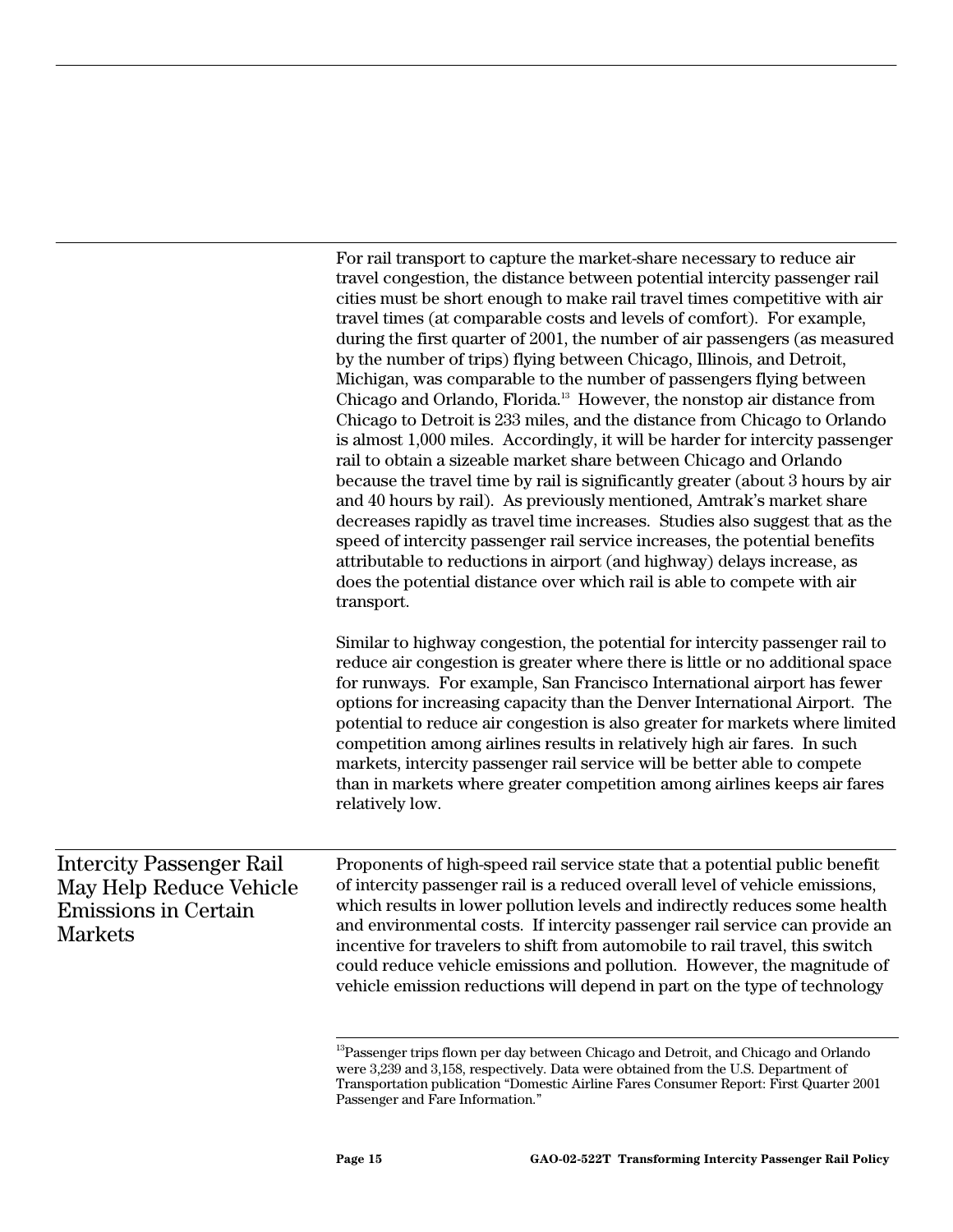For rail transport to capture the market-share necessary to reduce air travel congestion, the distance between potential intercity passenger rail cities must be short enough to make rail travel times competitive with air travel times (at comparable costs and levels of comfort). For example, during the first quarter of 2001, the number of air passengers (as measured by the number of trips) flying between Chicago, Illinois, and Detroit, Michigan, was comparable to the number of passengers flying between Chicago and Orlando, Florida.[13] However, the nonstop air distance from Chicago to Detroit is 233 miles, and the distance from Chicago to Orlando is almost 1,000 miles. Accordingly, it will be harder for intercity passenger rail to obtain a sizeable market share between Chicago and Orlando because the travel time by rail is significantly greater (about 3 hours by air and 40 hours by rail). As previously mentioned, Amtrak's market share decreases rapidly as travel time increases. Studies also suggest that as the speed of intercity passenger rail service increases, the potential benefits attributable to reductions in airport (and highway) delays increase, as does the potential distance over which rail is able to compete with air transport.

Similar to highway congestion, the potential for intercity passenger rail to reduce air congestion is greater where there is little or no additional space for runways. For example, San Francisco International airport has fewer options for increasing capacity than the Denver International Airport. The potential to reduce air congestion is also greater for markets where limited competition among airlines results in relatively high air fares. In such markets, intercity passenger rail service will be better able to compete than in markets where greater competition among airlines keeps air fares relatively low.

## Intercity Passenger Rail May Help Reduce Vehicle Emissions in Certain Markets

Proponents of high-speed rail service state that a potential public benefit of intercity passenger rail is a reduced overall level of vehicle emissions, which results in lower pollution levels and indirectly reduces some health and environmental costs. If intercity passenger rail service can provide an incentive for travelers to shift from automobile to rail travel, this switch could reduce vehicle emissions and pollution. However, the magnitude of vehicle emission reductions will depend in part on the type of technology

[13] Passenger trips flown per day between Chicago and Detroit, and Chicago and Orlando were 3,239 and 3,158, respectively. Data were obtained from the U.S. Department of Transportation publication "Domestic Airline Fares Consumer Report: First Quarter 2001 Passenger and Fare Information."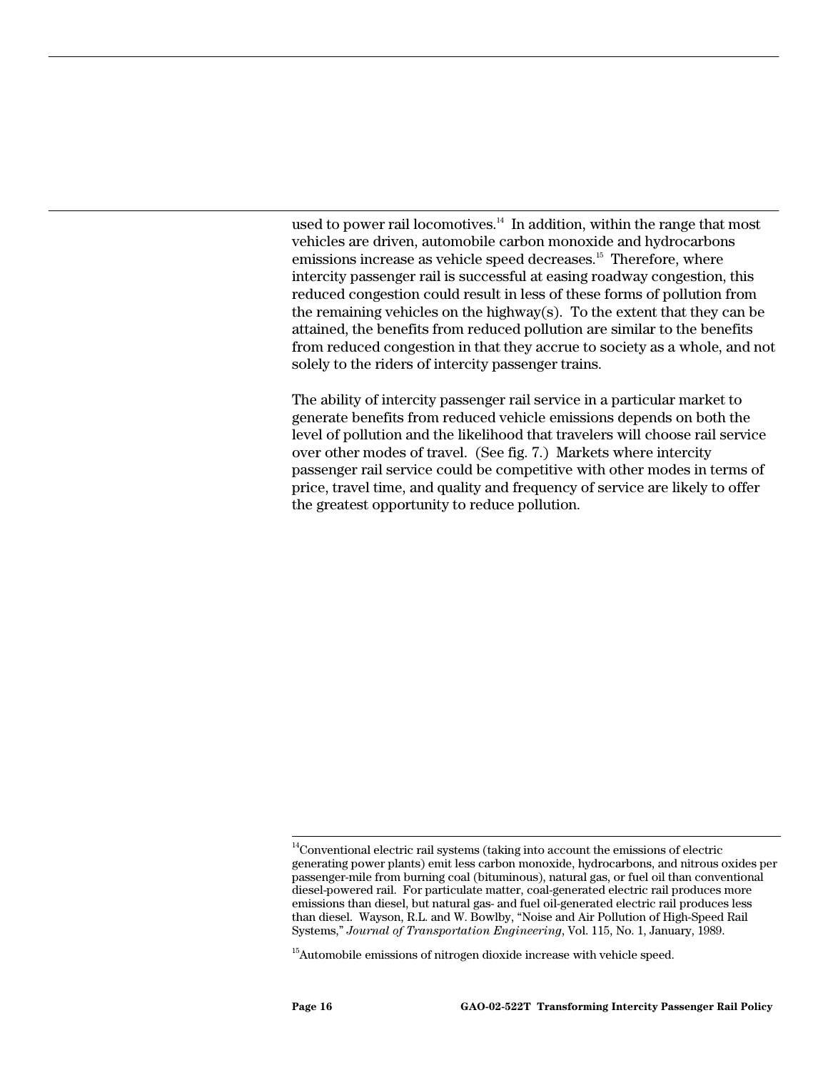used to power rail locomotives.[14] In addition, within the range that most vehicles are driven, automobile carbon monoxide and hydrocarbons emissions increase as vehicle speed decreases.[15] Therefore, where intercity passenger rail is successful at easing roadway congestion, this reduced congestion could result in less of these forms of pollution from the remaining vehicles on the highway(s). To the extent that they can be attained, the benefits from reduced pollution are similar to the benefits from reduced congestion in that they accrue to society as a whole, and not solely to the riders of intercity passenger trains.

The ability of intercity passenger rail service in a particular market to generate benefits from reduced vehicle emissions depends on both the level of pollution and the likelihood that travelers will choose rail service over other modes of travel. (See fig. 7.) Markets where intercity passenger rail service could be competitive with other modes in terms of price, travel time, and quality and frequency of service are likely to offer the greatest opportunity to reduce pollution.

---

[14] Conventional electric rail systems (taking into account the emissions of electric generating power plants) emit less carbon monoxide, hydrocarbons, and nitrous oxides per passenger-mile from burning coal (bituminous), natural gas, or fuel oil than conventional diesel-powered rail. For particulate matter, coal-generated electric rail produces more emissions than diesel, but natural gas- and fuel oil-generated electric rail produces less than diesel. Wayson, R.L. and W. Bowlby, "Noise and Air Pollution of High-Speed Rail Systems," *Journal of Transportation Engineering*, Vol. 115, No. 1, January, 1989.

[15] Automobile emissions of nitrogen dioxide increase with vehicle speed.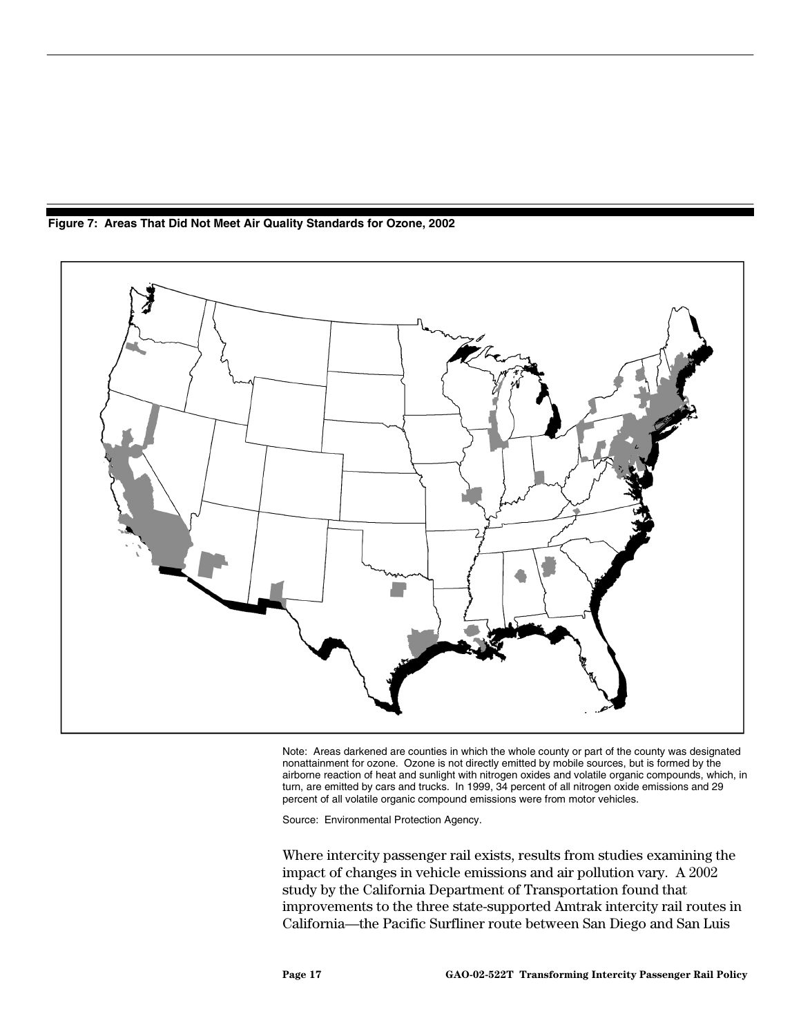**Figure 7: Areas That Did Not Meet Air Quality Standards for Ozone, 2002**

Note: Areas darkened are counties in which the whole county or part of the county was designated nonattainment for ozone. Ozone is not directly emitted by mobile sources, but is formed by the airborne reaction of heat and sunlight with nitrogen oxides and volatile organic compounds, which, in turn, are emitted by cars and trucks. In 1999, 34 percent of all nitrogen oxide emissions and 29 percent of all volatile organic compound emissions were from motor vehicles.

Source: Environmental Protection Agency.

Where intercity passenger rail exists, results from studies examining the impact of changes in vehicle emissions and air pollution vary. A 2002 study by the California Department of Transportation found that improvements to the three state-supported Amtrak intercity rail routes in California—the Pacific Surfliner route between San Diego and San Luis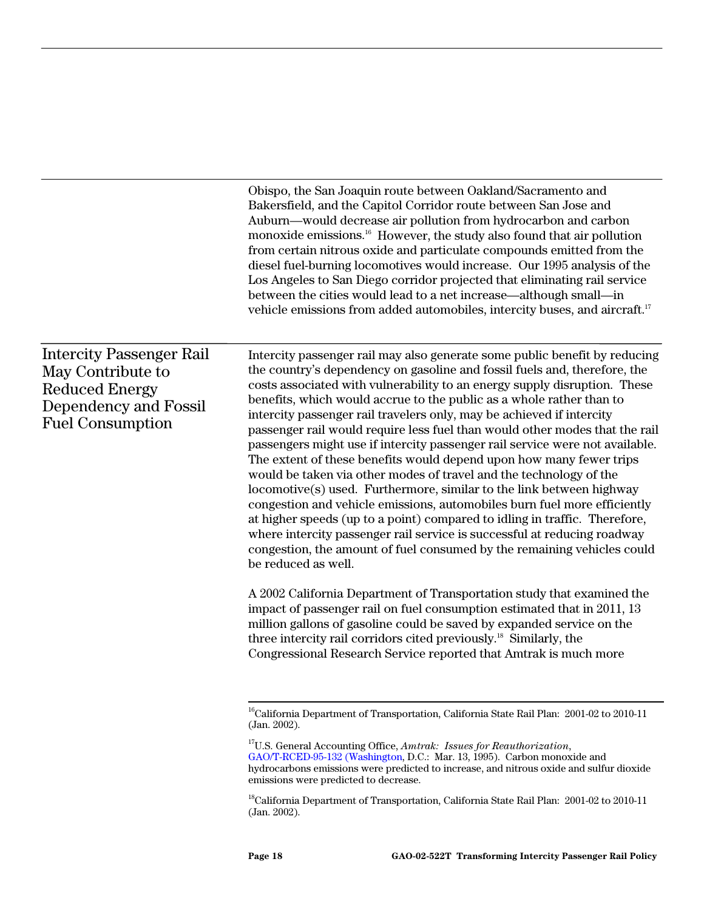Obispo, the San Joaquin route between Oakland/Sacramento and Bakersfield, and the Capitol Corridor route between San Jose and Auburn—would decrease air pollution from hydrocarbon and carbon monoxide emissions.[16] However, the study also found that air pollution from certain nitrous oxide and particulate compounds emitted from the diesel fuel-burning locomotives would increase. Our 1995 analysis of the Los Angeles to San Diego corridor projected that eliminating rail service between the cities would lead to a net increase—although small—in vehicle emissions from added automobiles, intercity buses, and aircraft.[17]

## Intercity Passenger Rail May Contribute to Reduced Energy Dependency and Fossil Fuel Consumption

Intercity passenger rail may also generate some public benefit by reducing the country's dependency on gasoline and fossil fuels and, therefore, the costs associated with vulnerability to an energy supply disruption. These benefits, which would accrue to the public as a whole rather than to intercity passenger rail travelers only, may be achieved if intercity passenger rail would require less fuel than would other modes that the rail passengers might use if intercity passenger rail service were not available. The extent of these benefits would depend upon how many fewer trips would be taken via other modes of travel and the technology of the locomotive(s) used. Furthermore, similar to the link between highway congestion and vehicle emissions, automobiles burn fuel more efficiently at higher speeds (up to a point) compared to idling in traffic. Therefore, where intercity passenger rail service is successful at reducing roadway congestion, the amount of fuel consumed by the remaining vehicles could be reduced as well.

A 2002 California Department of Transportation study that examined the impact of passenger rail on fuel consumption estimated that in 2011, 13 million gallons of gasoline could be saved by expanded service on the three intercity rail corridors cited previously.[18] Similarly, the Congressional Research Service reported that Amtrak is much more

---

[16] California Department of Transportation, California State Rail Plan: 2001-02 to 2010-11 (Jan. 2002).

[17] U.S. General Accounting Office, *Amtrak: Issues for Reauthorization*, GAO/T-RCED-95-132 (Washington, D.C.: Mar. 13, 1995). Carbon monoxide and hydrocarbons emissions were predicted to increase, and nitrous oxide and sulfur dioxide emissions were predicted to decrease.

[18] California Department of Transportation, California State Rail Plan: 2001-02 to 2010-11 (Jan. 2002).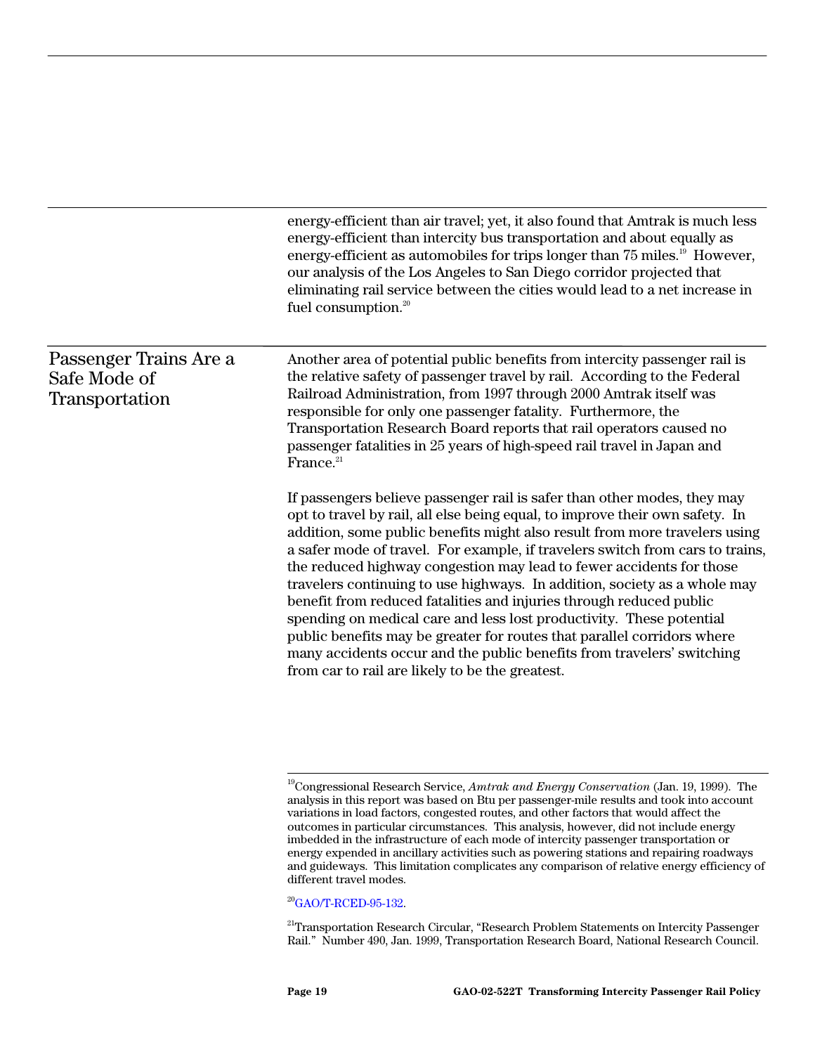energy-efficient than air travel; yet, it also found that Amtrak is much less energy-efficient than intercity bus transportation and about equally as energy-efficient as automobiles for trips longer than 75 miles.[19] However, our analysis of the Los Angeles to San Diego corridor projected that eliminating rail service between the cities would lead to a net increase in fuel consumption.[20]

## Passenger Trains Are a Safe Mode of Transportation

Another area of potential public benefits from intercity passenger rail is the relative safety of passenger travel by rail. According to the Federal Railroad Administration, from 1997 through 2000 Amtrak itself was responsible for only one passenger fatality. Furthermore, the Transportation Research Board reports that rail operators caused no passenger fatalities in 25 years of high-speed rail travel in Japan and France.[21]

If passengers believe passenger rail is safer than other modes, they may opt to travel by rail, all else being equal, to improve their own safety. In addition, some public benefits might also result from more travelers using a safer mode of travel. For example, if travelers switch from cars to trains, the reduced highway congestion may lead to fewer accidents for those travelers continuing to use highways. In addition, society as a whole may benefit from reduced fatalities and injuries through reduced public spending on medical care and less lost productivity. These potential public benefits may be greater for routes that parallel corridors where many accidents occur and the public benefits from travelers' switching from car to rail are likely to be the greatest.

---

[19] Congressional Research Service, *Amtrak and Energy Conservation* (Jan. 19, 1999). The analysis in this report was based on Btu per passenger-mile results and took into account variations in load factors, congested routes, and other factors that would affect the outcomes in particular circumstances. This analysis, however, did not include energy imbedded in the infrastructure of each mode of intercity passenger transportation or energy expended in ancillary activities such as powering stations and repairing roadways and guideways. This limitation complicates any comparison of relative energy efficiency of different travel modes.

[20] GAO/T-RCED-95-132.

[21] Transportation Research Circular, "Research Problem Statements on Intercity Passenger Rail." Number 490, Jan. 1999, Transportation Research Board, National Research Council.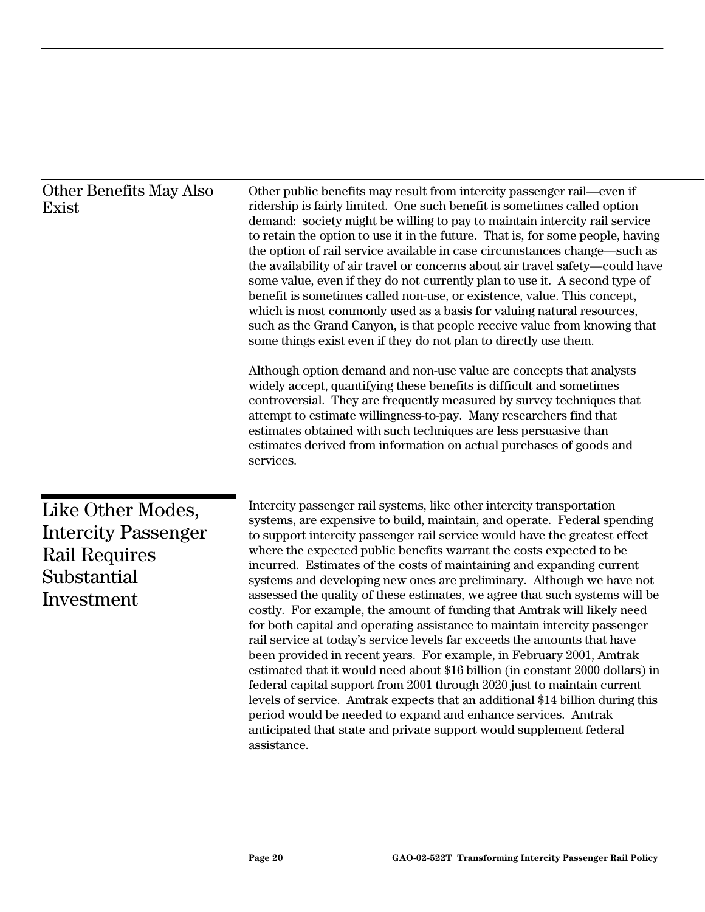## Other Benefits May Also Exist

Other public benefits may result from intercity passenger rail—even if ridership is fairly limited. One such benefit is sometimes called option demand: society might be willing to pay to maintain intercity rail service to retain the option to use it in the future. That is, for some people, having the option of rail service available in case circumstances change—such as the availability of air travel or concerns about air travel safety—could have some value, even if they do not currently plan to use it. A second type of benefit is sometimes called non-use, or existence, value. This concept, which is most commonly used as a basis for valuing natural resources, such as the Grand Canyon, is that people receive value from knowing that some things exist even if they do not plan to directly use them.

Although option demand and non-use value are concepts that analysts widely accept, quantifying these benefits is difficult and sometimes controversial. They are frequently measured by survey techniques that attempt to estimate willingness-to-pay. Many researchers find that estimates obtained with such techniques are less persuasive than estimates derived from information on actual purchases of goods and services.

# Like Other Modes, Intercity Passenger Rail Requires Substantial Investment

Intercity passenger rail systems, like other intercity transportation systems, are expensive to build, maintain, and operate. Federal spending to support intercity passenger rail service would have the greatest effect where the expected public benefits warrant the costs expected to be incurred. Estimates of the costs of maintaining and expanding current systems and developing new ones are preliminary. Although we have not assessed the quality of these estimates, we agree that such systems will be costly. For example, the amount of funding that Amtrak will likely need for both capital and operating assistance to maintain intercity passenger rail service at today's service levels far exceeds the amounts that have been provided in recent years. For example, in February 2001, Amtrak estimated that it would need about $16 billion (in constant 2000 dollars) in federal capital support from 2001 through 2020 just to maintain current levels of service. Amtrak expects that an additional $14 billion during this period would be needed to expand and enhance services. Amtrak anticipated that state and private support would supplement federal assistance.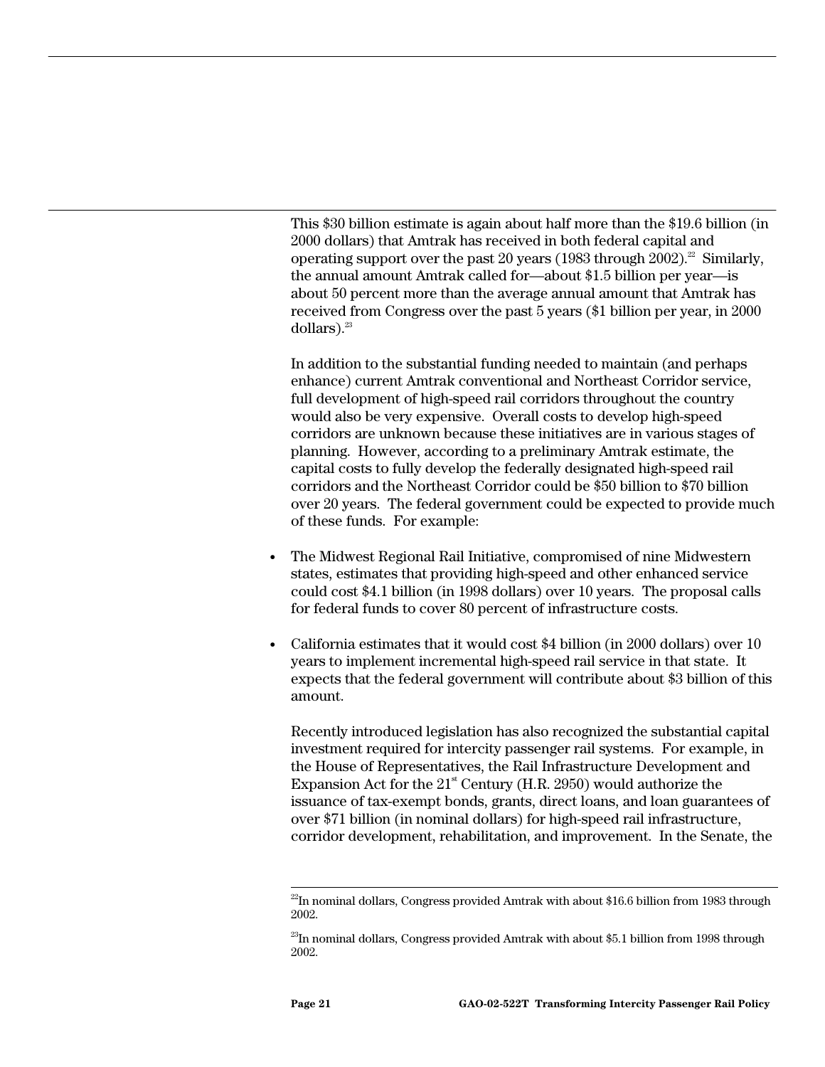This $30 billion estimate is again about half more than the $19.6 billion (in 2000 dollars) that Amtrak has received in both federal capital and operating support over the past 20 years (1983 through 2002).[22] Similarly, the annual amount Amtrak called for—about $1.5 billion per year—is about 50 percent more than the average annual amount that Amtrak has received from Congress over the past 5 years ($1 billion per year, in 2000 dollars).[23]

In addition to the substantial funding needed to maintain (and perhaps enhance) current Amtrak conventional and Northeast Corridor service, full development of high-speed rail corridors throughout the country would also be very expensive. Overall costs to develop high-speed corridors are unknown because these initiatives are in various stages of planning. However, according to a preliminary Amtrak estimate, the capital costs to fully develop the federally designated high-speed rail corridors and the Northeast Corridor could be $50 billion to $70 billion over 20 years. The federal government could be expected to provide much of these funds. For example:

- The Midwest Regional Rail Initiative, compromised of nine Midwestern states, estimates that providing high-speed and other enhanced service could cost $4.1 billion (in 1998 dollars) over 10 years. The proposal calls for federal funds to cover 80 percent of infrastructure costs.
- California estimates that it would cost $4 billion (in 2000 dollars) over 10 years to implement incremental high-speed rail service in that state. It expects that the federal government will contribute about $3 billion of this amount.

Recently introduced legislation has also recognized the substantial capital investment required for intercity passenger rail systems. For example, in the House of Representatives, the Rail Infrastructure Development and Expansion Act for the 21st Century (H.R. 2950) would authorize the issuance of tax-exempt bonds, grants, direct loans, and loan guarantees of over $71 billion (in nominal dollars) for high-speed rail infrastructure, corridor development, rehabilitation, and improvement. In the Senate, the

---

[22] In nominal dollars, Congress provided Amtrak with about $16.6 billion from 1983 through 2002.

[23] In nominal dollars, Congress provided Amtrak with about $5.1 billion from 1998 through 2002.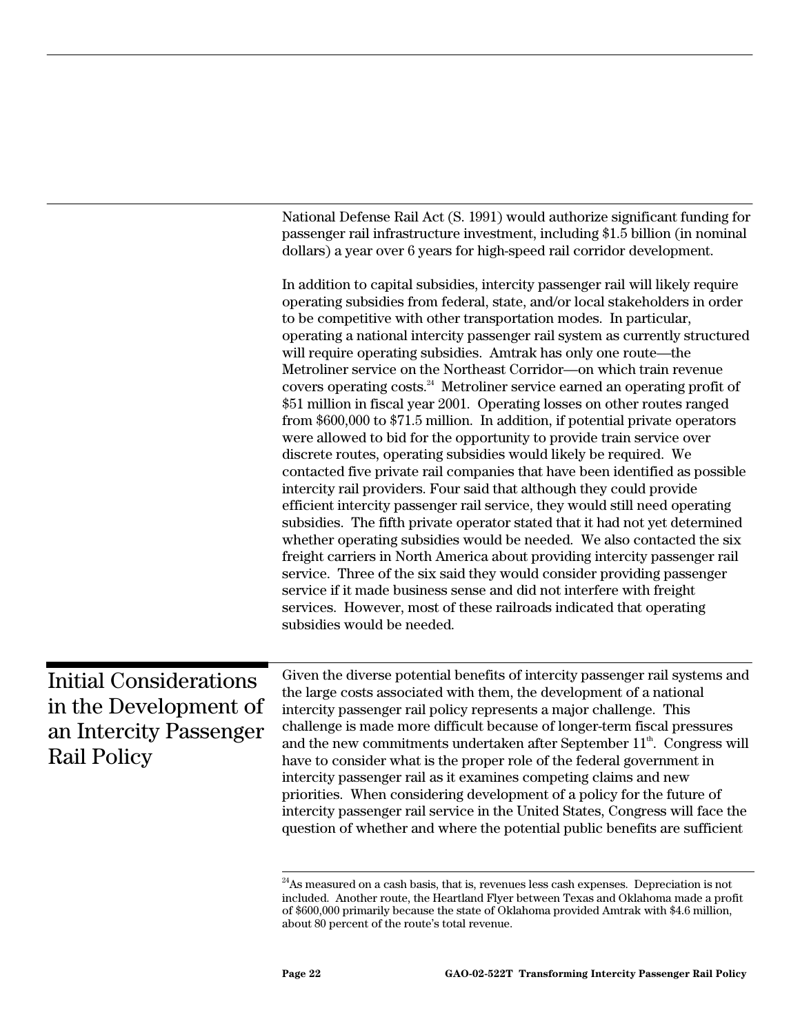National Defense Rail Act (S. 1991) would authorize significant funding for passenger rail infrastructure investment, including $1.5 billion (in nominal dollars) a year over 6 years for high-speed rail corridor development.

In addition to capital subsidies, intercity passenger rail will likely require operating subsidies from federal, state, and/or local stakeholders in order to be competitive with other transportation modes. In particular, operating a national intercity passenger rail system as currently structured will require operating subsidies. Amtrak has only one route—the Metroliner service on the Northeast Corridor—on which train revenue covers operating costs.[24] Metroliner service earned an operating profit of $51 million in fiscal year 2001. Operating losses on other routes ranged from $600,000 to $71.5 million. In addition, if potential private operators were allowed to bid for the opportunity to provide train service over discrete routes, operating subsidies would likely be required. We contacted five private rail companies that have been identified as possible intercity rail providers. Four said that although they could provide efficient intercity passenger rail service, they would still need operating subsidies. The fifth private operator stated that it had not yet determined whether operating subsidies would be needed. We also contacted the six freight carriers in North America about providing intercity passenger rail service. Three of the six said they would consider providing passenger service if it made business sense and did not interfere with freight services. However, most of these railroads indicated that operating subsidies would be needed.

## Initial Considerations in the Development of an Intercity Passenger Rail Policy

Given the diverse potential benefits of intercity passenger rail systems and the large costs associated with them, the development of a national intercity passenger rail policy represents a major challenge. This challenge is made more difficult because of longer-term fiscal pressures and the new commitments undertaken after September 11th. Congress will have to consider what is the proper role of the federal government in intercity passenger rail as it examines competing claims and new priorities. When considering development of a policy for the future of intercity passenger rail service in the United States, Congress will face the question of whether and where the potential public benefits are sufficient

---

[24] As measured on a cash basis, that is, revenues less cash expenses. Depreciation is not included. Another route, the Heartland Flyer between Texas and Oklahoma made a profit of $600,000 primarily because the state of Oklahoma provided Amtrak with $4.6 million, about 80 percent of the route's total revenue.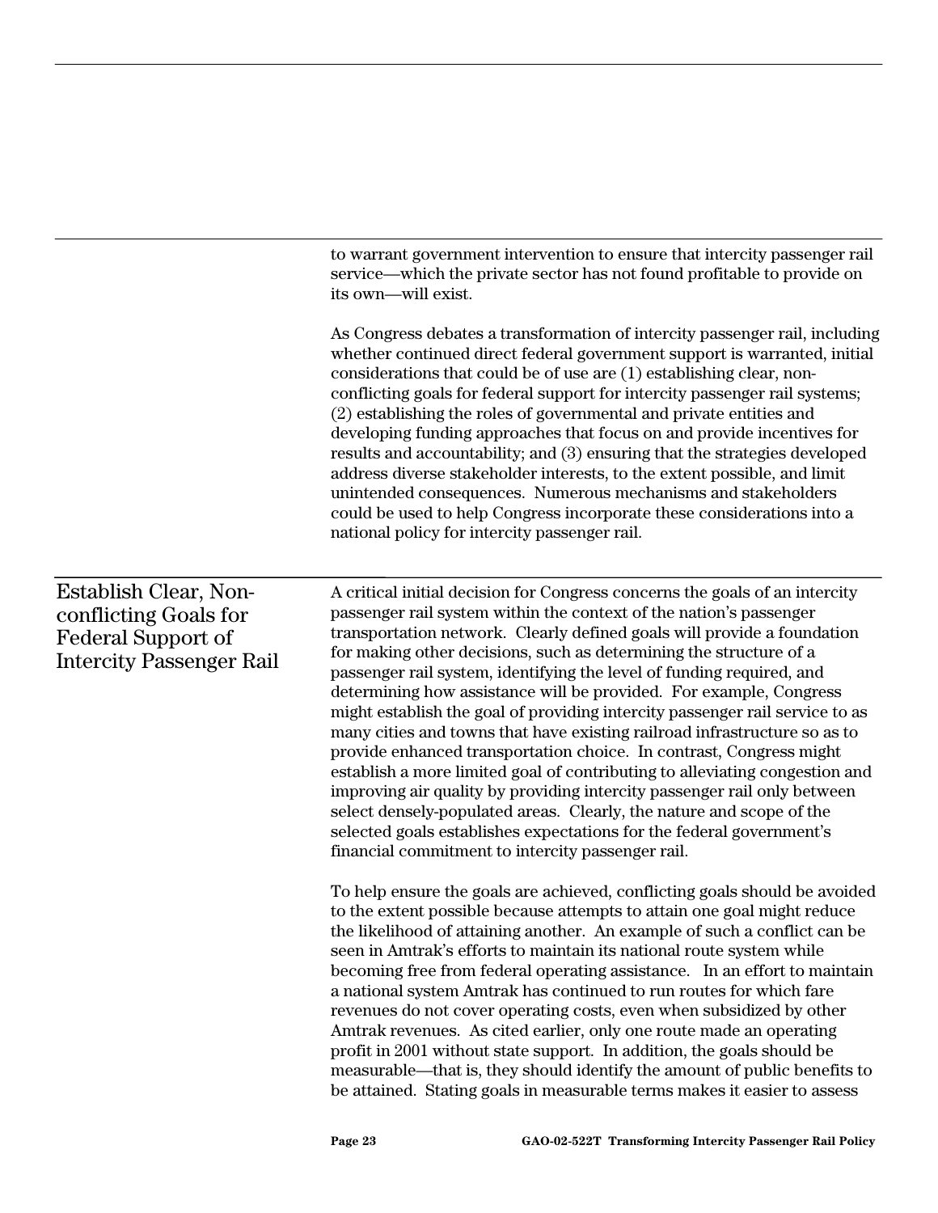to warrant government intervention to ensure that intercity passenger rail service—which the private sector has not found profitable to provide on its own—will exist.

As Congress debates a transformation of intercity passenger rail, including whether continued direct federal government support is warranted, initial considerations that could be of use are (1) establishing clear, non-conflicting goals for federal support for intercity passenger rail systems; (2) establishing the roles of governmental and private entities and developing funding approaches that focus on and provide incentives for results and accountability; and (3) ensuring that the strategies developed address diverse stakeholder interests, to the extent possible, and limit unintended consequences. Numerous mechanisms and stakeholders could be used to help Congress incorporate these considerations into a national policy for intercity passenger rail.

## Establish Clear, Non-conflicting Goals for Federal Support of Intercity Passenger Rail

A critical initial decision for Congress concerns the goals of an intercity passenger rail system within the context of the nation's passenger transportation network. Clearly defined goals will provide a foundation for making other decisions, such as determining the structure of a passenger rail system, identifying the level of funding required, and determining how assistance will be provided. For example, Congress might establish the goal of providing intercity passenger rail service to as many cities and towns that have existing railroad infrastructure so as to provide enhanced transportation choice. In contrast, Congress might establish a more limited goal of contributing to alleviating congestion and improving air quality by providing intercity passenger rail only between select densely-populated areas. Clearly, the nature and scope of the selected goals establishes expectations for the federal government's financial commitment to intercity passenger rail.

To help ensure the goals are achieved, conflicting goals should be avoided to the extent possible because attempts to attain one goal might reduce the likelihood of attaining another. An example of such a conflict can be seen in Amtrak's efforts to maintain its national route system while becoming free from federal operating assistance. In an effort to maintain a national system Amtrak has continued to run routes for which fare revenues do not cover operating costs, even when subsidized by other Amtrak revenues. As cited earlier, only one route made an operating profit in 2001 without state support. In addition, the goals should be measurable—that is, they should identify the amount of public benefits to be attained. Stating goals in measurable terms makes it easier to assess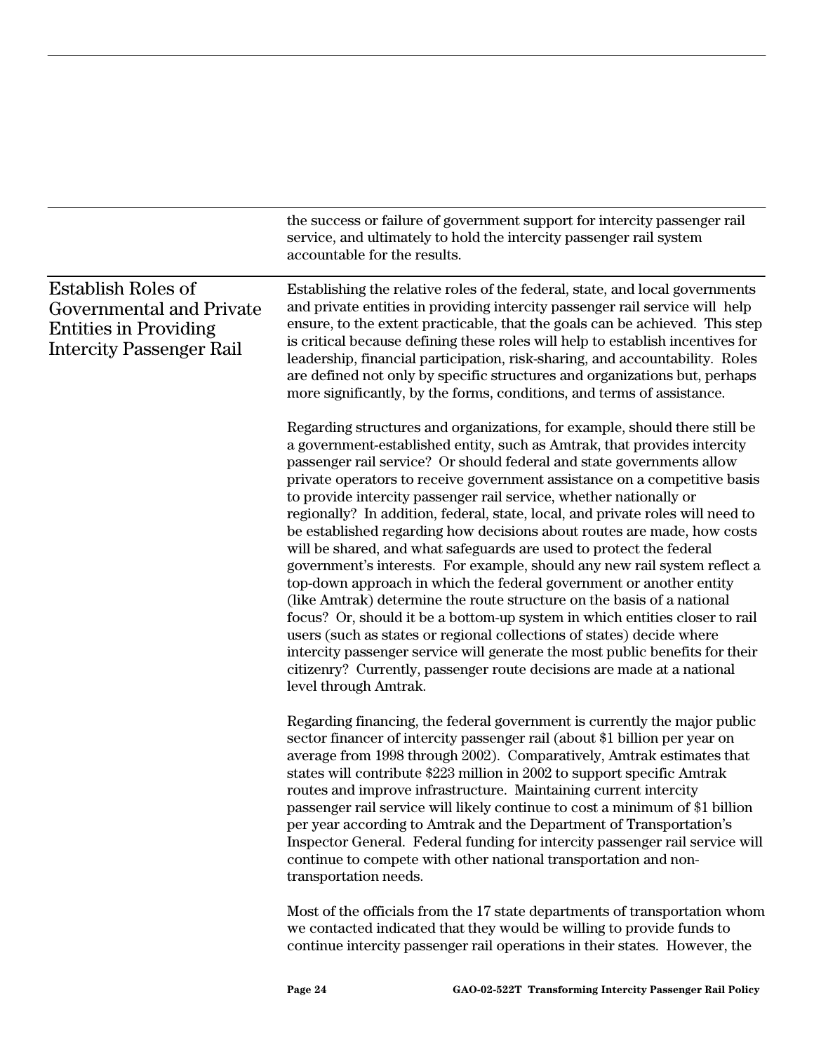the success or failure of government support for intercity passenger rail service, and ultimately to hold the intercity passenger rail system accountable for the results.

## Establish Roles of Governmental and Private Entities in Providing Intercity Passenger Rail

Establishing the relative roles of the federal, state, and local governments and private entities in providing intercity passenger rail service will help ensure, to the extent practicable, that the goals can be achieved. This step is critical because defining these roles will help to establish incentives for leadership, financial participation, risk-sharing, and accountability. Roles are defined not only by specific structures and organizations but, perhaps more significantly, by the forms, conditions, and terms of assistance.

Regarding structures and organizations, for example, should there still be a government-established entity, such as Amtrak, that provides intercity passenger rail service? Or should federal and state governments allow private operators to receive government assistance on a competitive basis to provide intercity passenger rail service, whether nationally or regionally? In addition, federal, state, local, and private roles will need to be established regarding how decisions about routes are made, how costs will be shared, and what safeguards are used to protect the federal government's interests. For example, should any new rail system reflect a top-down approach in which the federal government or another entity (like Amtrak) determine the route structure on the basis of a national focus? Or, should it be a bottom-up system in which entities closer to rail users (such as states or regional collections of states) decide where intercity passenger service will generate the most public benefits for their citizenry? Currently, passenger route decisions are made at a national level through Amtrak.

Regarding financing, the federal government is currently the major public sector financer of intercity passenger rail (about $1 billion per year on average from 1998 through 2002). Comparatively, Amtrak estimates that states will contribute $223 million in 2002 to support specific Amtrak routes and improve infrastructure. Maintaining current intercity passenger rail service will likely continue to cost a minimum of $1 billion per year according to Amtrak and the Department of Transportation's Inspector General. Federal funding for intercity passenger rail service will continue to compete with other national transportation and non-transportation needs.

Most of the officials from the 17 state departments of transportation whom we contacted indicated that they would be willing to provide funds to continue intercity passenger rail operations in their states. However, the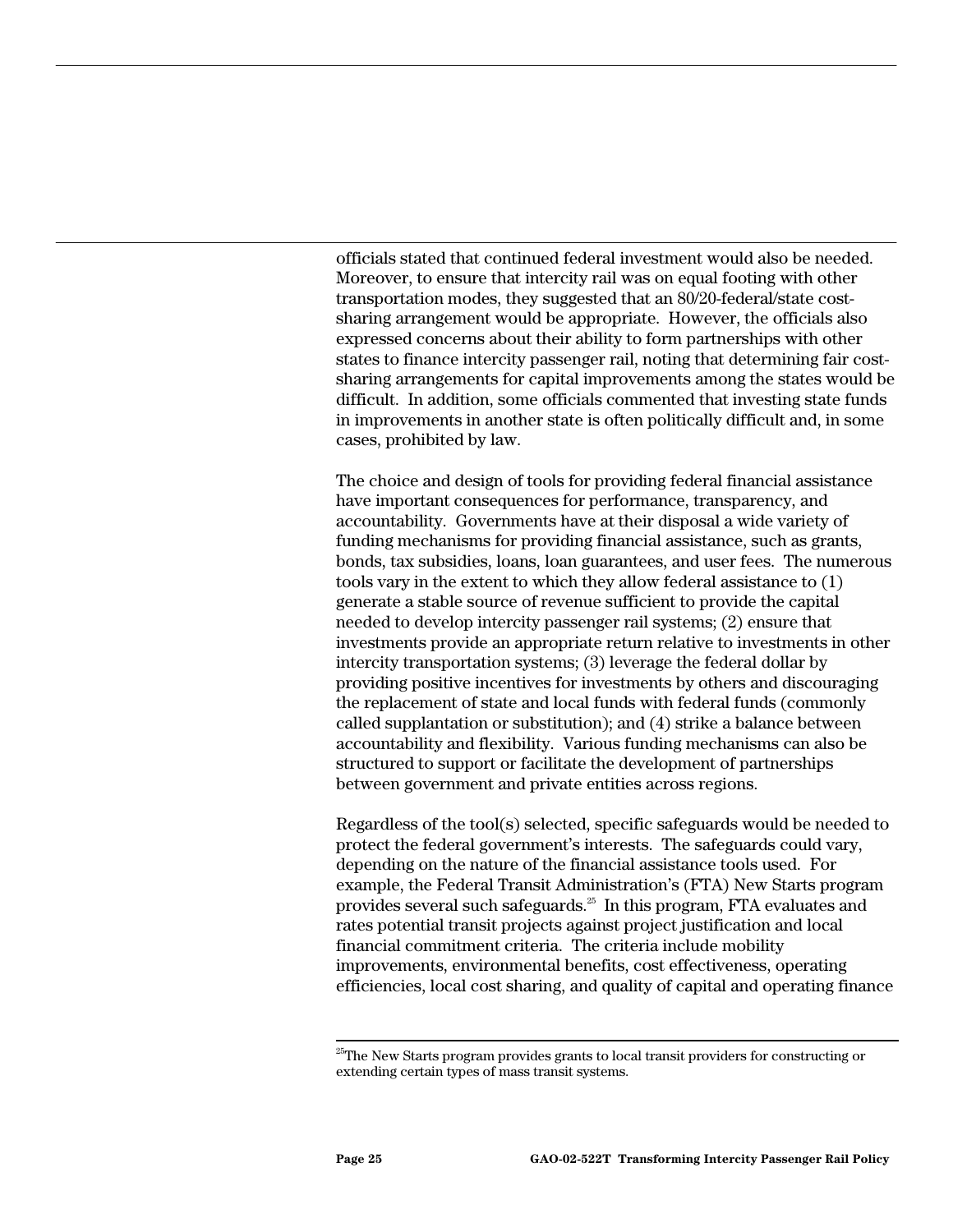officials stated that continued federal investment would also be needed. Moreover, to ensure that intercity rail was on equal footing with other transportation modes, they suggested that an 80/20-federal/state cost-sharing arrangement would be appropriate. However, the officials also expressed concerns about their ability to form partnerships with other states to finance intercity passenger rail, noting that determining fair cost-sharing arrangements for capital improvements among the states would be difficult. In addition, some officials commented that investing state funds in improvements in another state is often politically difficult and, in some cases, prohibited by law.

The choice and design of tools for providing federal financial assistance have important consequences for performance, transparency, and accountability. Governments have at their disposal a wide variety of funding mechanisms for providing financial assistance, such as grants, bonds, tax subsidies, loans, loan guarantees, and user fees. The numerous tools vary in the extent to which they allow federal assistance to (1) generate a stable source of revenue sufficient to provide the capital needed to develop intercity passenger rail systems; (2) ensure that investments provide an appropriate return relative to investments in other intercity transportation systems; (3) leverage the federal dollar by providing positive incentives for investments by others and discouraging the replacement of state and local funds with federal funds (commonly called supplantation or substitution); and (4) strike a balance between accountability and flexibility. Various funding mechanisms can also be structured to support or facilitate the development of partnerships between government and private entities across regions.

Regardless of the tool(s) selected, specific safeguards would be needed to protect the federal government's interests. The safeguards could vary, depending on the nature of the financial assistance tools used. For example, the Federal Transit Administration's (FTA) New Starts program provides several such safeguards.[25] In this program, FTA evaluates and rates potential transit projects against project justification and local financial commitment criteria. The criteria include mobility improvements, environmental benefits, cost effectiveness, operating efficiencies, local cost sharing, and quality of capital and operating finance

[25] The New Starts program provides grants to local transit providers for constructing or extending certain types of mass transit systems.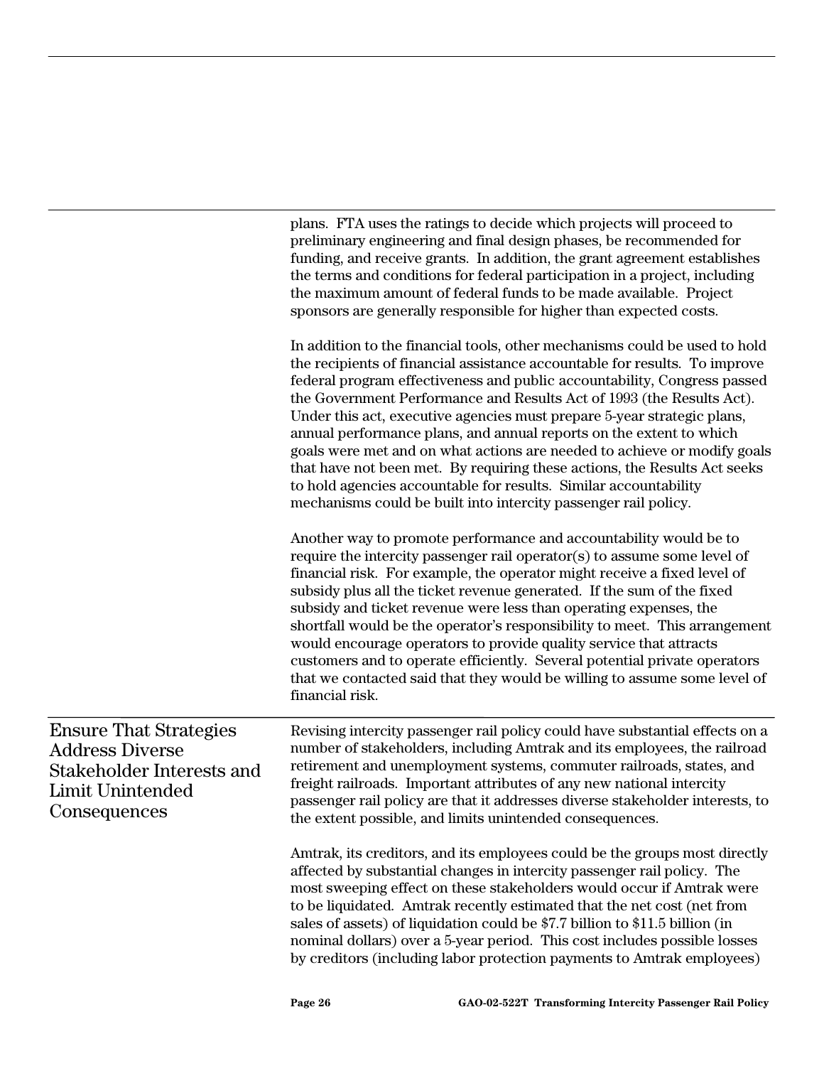plans. FTA uses the ratings to decide which projects will proceed to preliminary engineering and final design phases, be recommended for funding, and receive grants. In addition, the grant agreement establishes the terms and conditions for federal participation in a project, including the maximum amount of federal funds to be made available. Project sponsors are generally responsible for higher than expected costs.

In addition to the financial tools, other mechanisms could be used to hold the recipients of financial assistance accountable for results. To improve federal program effectiveness and public accountability, Congress passed the Government Performance and Results Act of 1993 (the Results Act). Under this act, executive agencies must prepare 5-year strategic plans, annual performance plans, and annual reports on the extent to which goals were met and on what actions are needed to achieve or modify goals that have not been met. By requiring these actions, the Results Act seeks to hold agencies accountable for results. Similar accountability mechanisms could be built into intercity passenger rail policy.

Another way to promote performance and accountability would be to require the intercity passenger rail operator(s) to assume some level of financial risk. For example, the operator might receive a fixed level of subsidy plus all the ticket revenue generated. If the sum of the fixed subsidy and ticket revenue were less than operating expenses, the shortfall would be the operator's responsibility to meet. This arrangement would encourage operators to provide quality service that attracts customers and to operate efficiently. Several potential private operators that we contacted said that they would be willing to assume some level of financial risk.

## Ensure That Strategies Address Diverse Stakeholder Interests and Limit Unintended Consequences

Revising intercity passenger rail policy could have substantial effects on a number of stakeholders, including Amtrak and its employees, the railroad retirement and unemployment systems, commuter railroads, states, and freight railroads. Important attributes of any new national intercity passenger rail policy are that it addresses diverse stakeholder interests, to the extent possible, and limits unintended consequences.

Amtrak, its creditors, and its employees could be the groups most directly affected by substantial changes in intercity passenger rail policy. The most sweeping effect on these stakeholders would occur if Amtrak were to be liquidated. Amtrak recently estimated that the net cost (net from sales of assets) of liquidation could be $7.7 billion to $11.5 billion (in nominal dollars) over a 5-year period. This cost includes possible losses by creditors (including labor protection payments to Amtrak employees)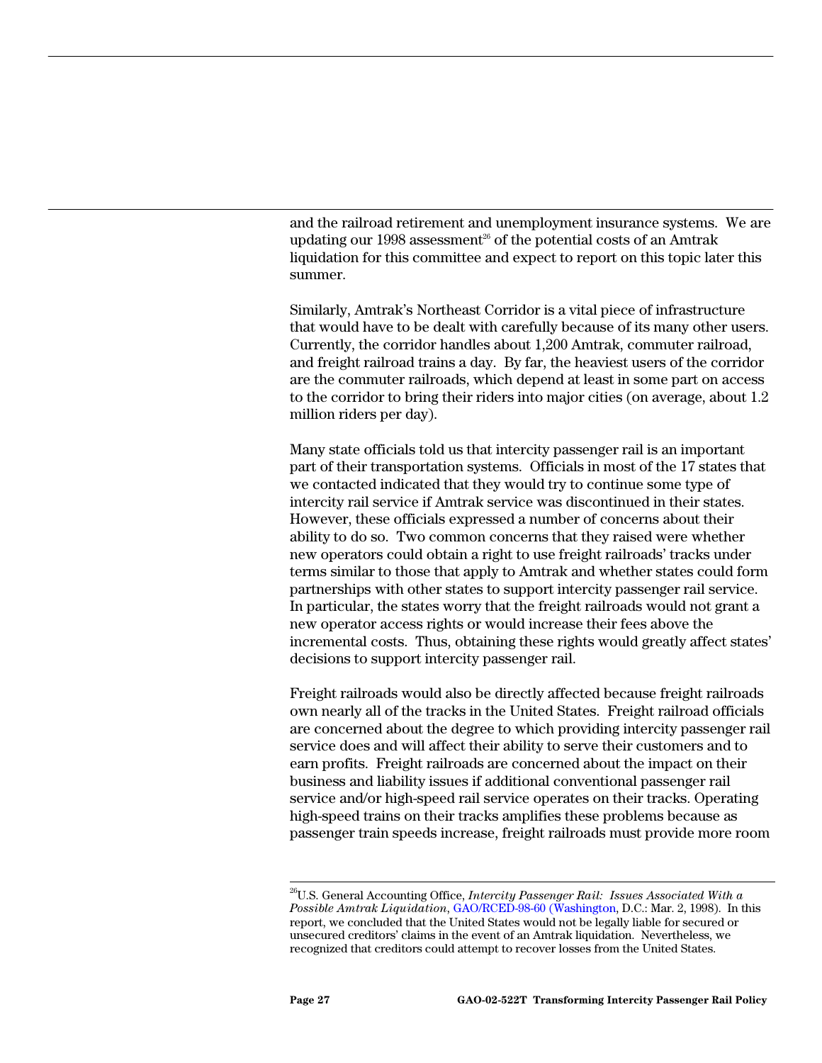and the railroad retirement and unemployment insurance systems. We are updating our 1998 assessment[26] of the potential costs of an Amtrak liquidation for this committee and expect to report on this topic later this summer.

Similarly, Amtrak's Northeast Corridor is a vital piece of infrastructure that would have to be dealt with carefully because of its many other users. Currently, the corridor handles about 1,200 Amtrak, commuter railroad, and freight railroad trains a day. By far, the heaviest users of the corridor are the commuter railroads, which depend at least in some part on access to the corridor to bring their riders into major cities (on average, about 1.2 million riders per day).

Many state officials told us that intercity passenger rail is an important part of their transportation systems. Officials in most of the 17 states that we contacted indicated that they would try to continue some type of intercity rail service if Amtrak service was discontinued in their states. However, these officials expressed a number of concerns about their ability to do so. Two common concerns that they raised were whether new operators could obtain a right to use freight railroads' tracks under terms similar to those that apply to Amtrak and whether states could form partnerships with other states to support intercity passenger rail service. In particular, the states worry that the freight railroads would not grant a new operator access rights or would increase their fees above the incremental costs. Thus, obtaining these rights would greatly affect states' decisions to support intercity passenger rail.

Freight railroads would also be directly affected because freight railroads own nearly all of the tracks in the United States. Freight railroad officials are concerned about the degree to which providing intercity passenger rail service does and will affect their ability to serve their customers and to earn profits. Freight railroads are concerned about the impact on their business and liability issues if additional conventional passenger rail service and/or high-speed rail service operates on their tracks. Operating high-speed trains on their tracks amplifies these problems because as passenger train speeds increase, freight railroads must provide more room

---

[26] U.S. General Accounting Office, *Intercity Passenger Rail: Issues Associated With a Possible Amtrak Liquidation*, GAO/RCED-98-60 (Washington, D.C.: Mar. 2, 1998). In this report, we concluded that the United States would not be legally liable for secured or unsecured creditors' claims in the event of an Amtrak liquidation. Nevertheless, we recognized that creditors could attempt to recover losses from the United States.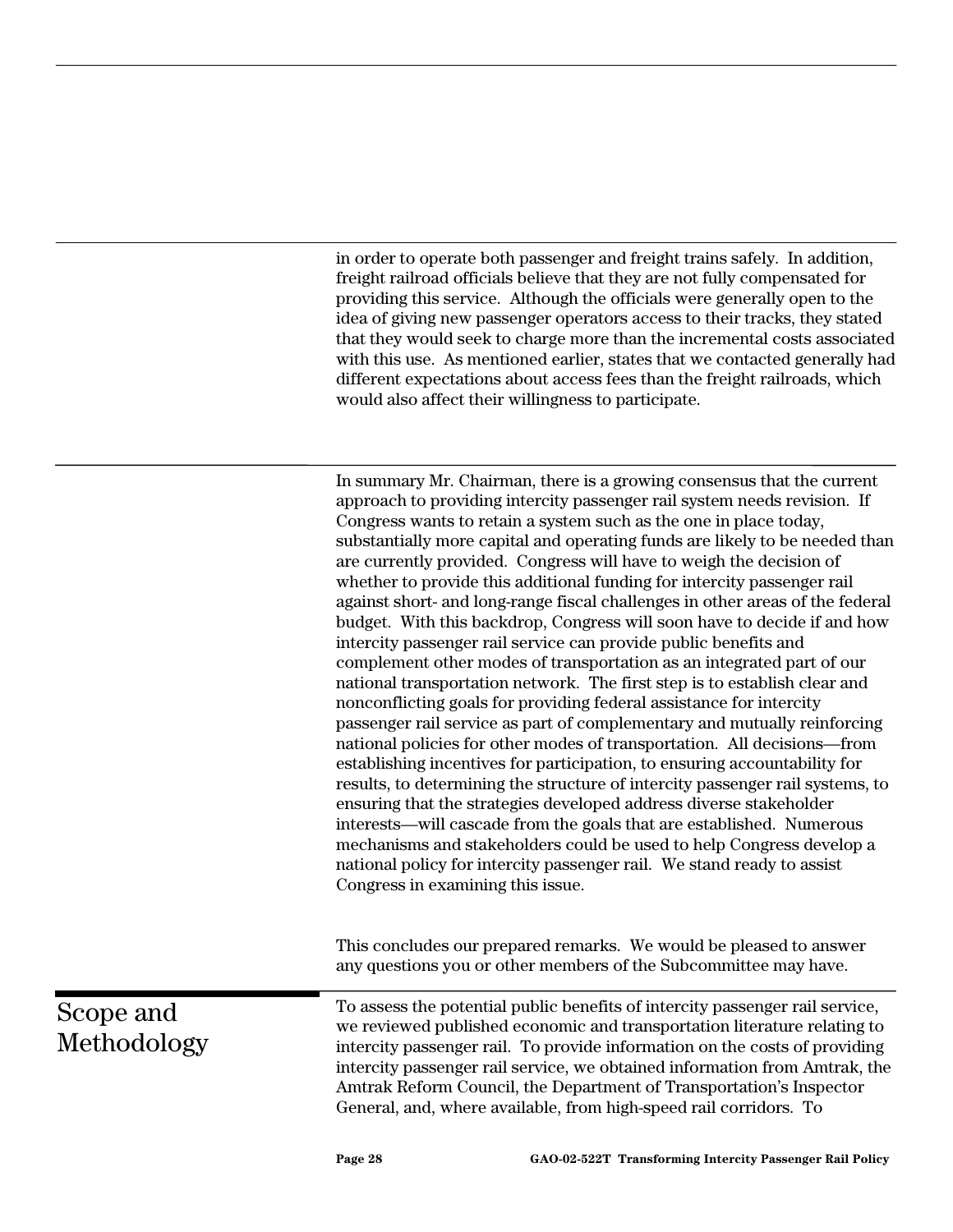in order to operate both passenger and freight trains safely. In addition, freight railroad officials believe that they are not fully compensated for providing this service. Although the officials were generally open to the idea of giving new passenger operators access to their tracks, they stated that they would seek to charge more than the incremental costs associated with this use. As mentioned earlier, states that we contacted generally had different expectations about access fees than the freight railroads, which would also affect their willingness to participate.

In summary Mr. Chairman, there is a growing consensus that the current approach to providing intercity passenger rail system needs revision. If Congress wants to retain a system such as the one in place today, substantially more capital and operating funds are likely to be needed than are currently provided. Congress will have to weigh the decision of whether to provide this additional funding for intercity passenger rail against short- and long-range fiscal challenges in other areas of the federal budget. With this backdrop, Congress will soon have to decide if and how intercity passenger rail service can provide public benefits and complement other modes of transportation as an integrated part of our national transportation network. The first step is to establish clear and nonconflicting goals for providing federal assistance for intercity passenger rail service as part of complementary and mutually reinforcing national policies for other modes of transportation. All decisions—from establishing incentives for participation, to ensuring accountability for results, to determining the structure of intercity passenger rail systems, to ensuring that the strategies developed address diverse stakeholder interests—will cascade from the goals that are established. Numerous mechanisms and stakeholders could be used to help Congress develop a national policy for intercity passenger rail. We stand ready to assist Congress in examining this issue.

This concludes our prepared remarks. We would be pleased to answer any questions you or other members of the Subcommittee may have.

## Scope and Methodology

To assess the potential public benefits of intercity passenger rail service, we reviewed published economic and transportation literature relating to intercity passenger rail. To provide information on the costs of providing intercity passenger rail service, we obtained information from Amtrak, the Amtrak Reform Council, the Department of Transportation's Inspector General, and, where available, from high-speed rail corridors. To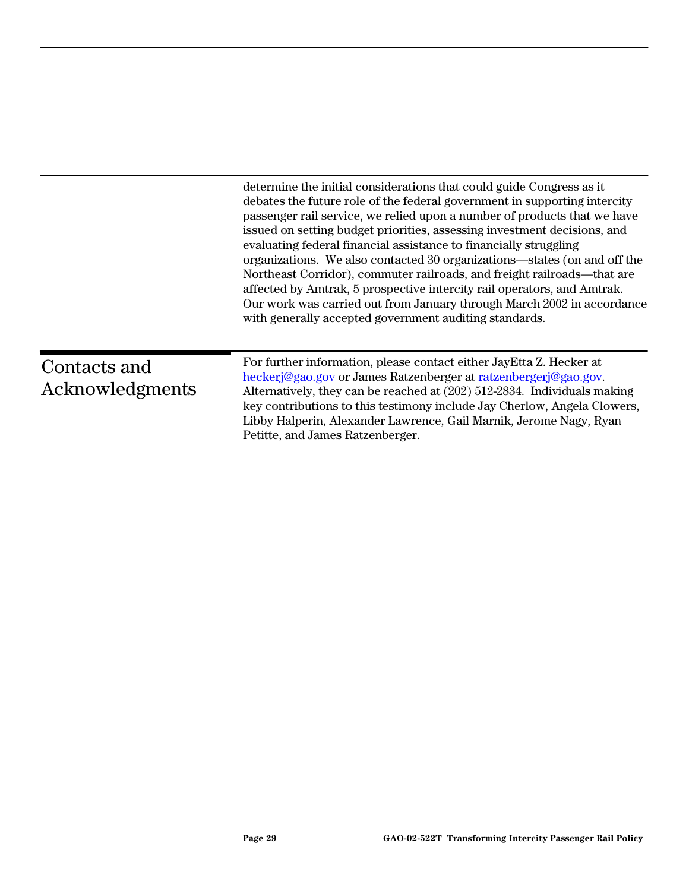determine the initial considerations that could guide Congress as it debates the future role of the federal government in supporting intercity passenger rail service, we relied upon a number of products that we have issued on setting budget priorities, assessing investment decisions, and evaluating federal financial assistance to financially struggling organizations. We also contacted 30 organizations—states (on and off the Northeast Corridor), commuter railroads, and freight railroads—that are affected by Amtrak, 5 prospective intercity rail operators, and Amtrak. Our work was carried out from January through March 2002 in accordance with generally accepted government auditing standards.

## Contacts and Acknowledgments

For further information, please contact either JayEtta Z. Hecker at heckerj@gao.gov or James Ratzenberger at ratzenbergerj@gao.gov. Alternatively, they can be reached at (202) 512-2834. Individuals making key contributions to this testimony include Jay Cherlow, Angela Clowers, Libby Halperin, Alexander Lawrence, Gail Marnik, Jerome Nagy, Ryan Petitte, and James Ratzenberger.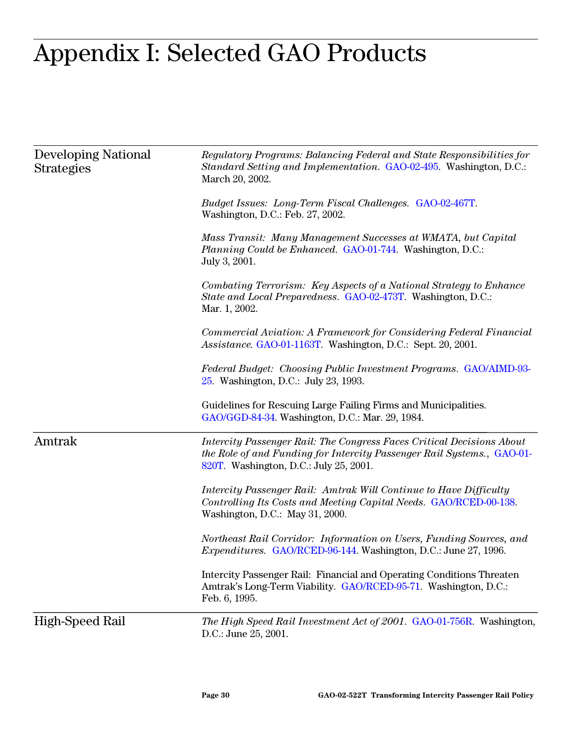# Appendix I: Selected GAO Products

## Developing National Strategies

*Regulatory Programs: Balancing Federal and State Responsibilities for Standard Setting and Implementation*. GAO-02-495. Washington, D.C.: March 20, 2002.

*Budget Issues: Long-Term Fiscal Challenges*. GAO-02-467T. Washington, D.C.: Feb. 27, 2002.

*Mass Transit: Many Management Successes at WMATA, but Capital Planning Could be Enhanced*. GAO-01-744. Washington, D.C.: July 3, 2001.

*Combating Terrorism: Key Aspects of a National Strategy to Enhance State and Local Preparedness*. GAO-02-473T. Washington, D.C.: Mar. 1, 2002.

*Commercial Aviation: A Framework for Considering Federal Financial Assistance*. GAO-01-1163T. Washington, D.C.: Sept. 20, 2001.

*Federal Budget: Choosing Public Investment Programs*. GAO/AIMD-93-25. Washington, D.C.: July 23, 1993.

Guidelines for Rescuing Large Failing Firms and Municipalities. GAO/GGD-84-34. Washington, D.C.: Mar. 29, 1984.

## Amtrak

*Intercity Passenger Rail: The Congress Faces Critical Decisions About the Role of and Funding for Intercity Passenger Rail Systems.*, GAO-01-820T. Washington, D.C.: July 25, 2001.

*Intercity Passenger Rail: Amtrak Will Continue to Have Difficulty Controlling Its Costs and Meeting Capital Needs*. GAO/RCED-00-138. Washington, D.C.: May 31, 2000.

*Northeast Rail Corridor: Information on Users, Funding Sources, and Expenditures*. GAO/RCED-96-144. Washington, D.C.: June 27, 1996.

Intercity Passenger Rail: Financial and Operating Conditions Threaten Amtrak's Long-Term Viability. GAO/RCED-95-71. Washington, D.C.: Feb. 6, 1995.

## High-Speed Rail

*The High Speed Rail Investment Act of 2001*. GAO-01-756R. Washington, D.C.: June 25, 2001.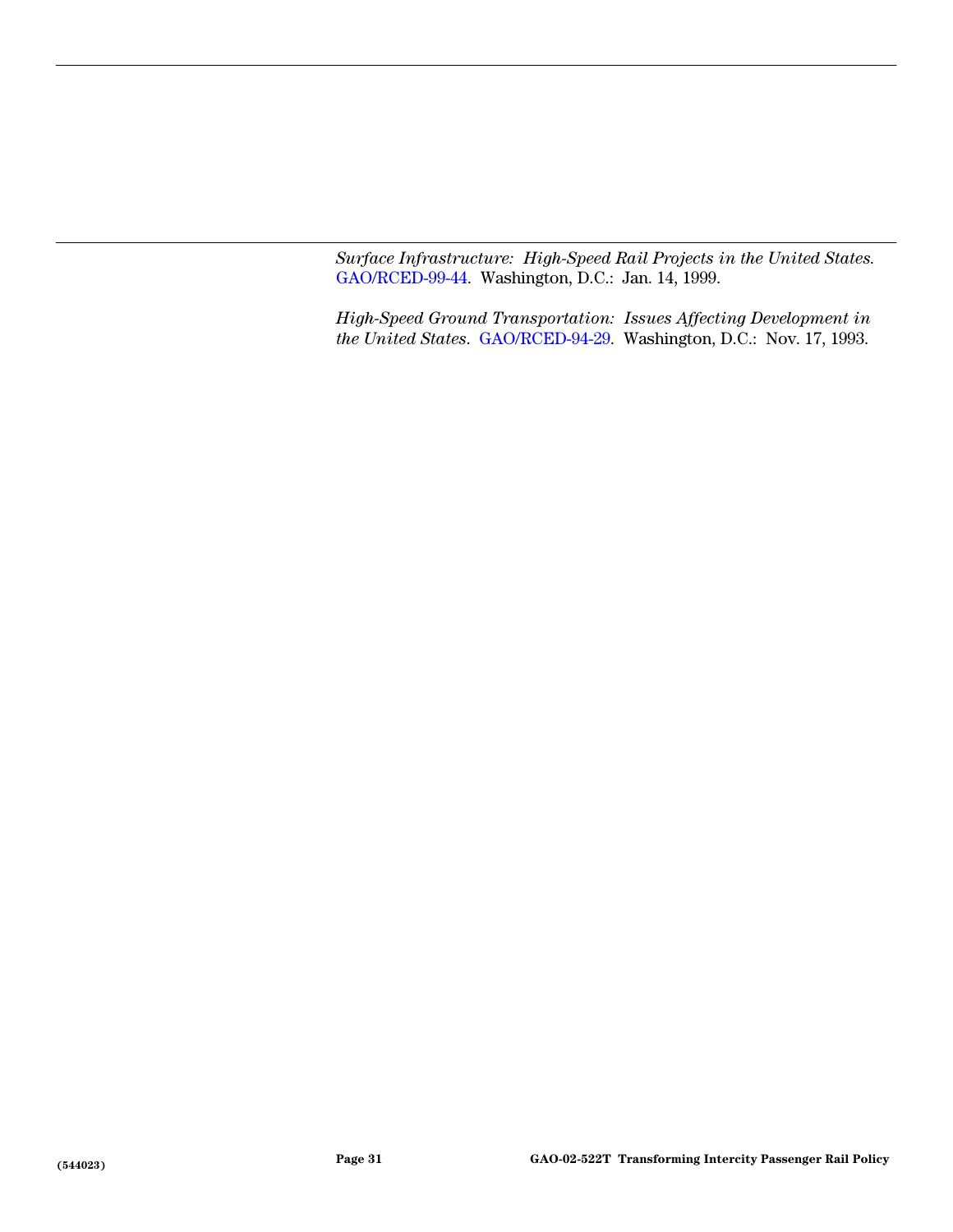*Surface Infrastructure: High-Speed Rail Projects in the United States.* GAO/RCED-99-44. Washington, D.C.: Jan. 14, 1999.

*High-Speed Ground Transportation: Issues Affecting Development in the United States.* GAO/RCED-94-29. Washington, D.C.: Nov. 17, 1993.

(544023)